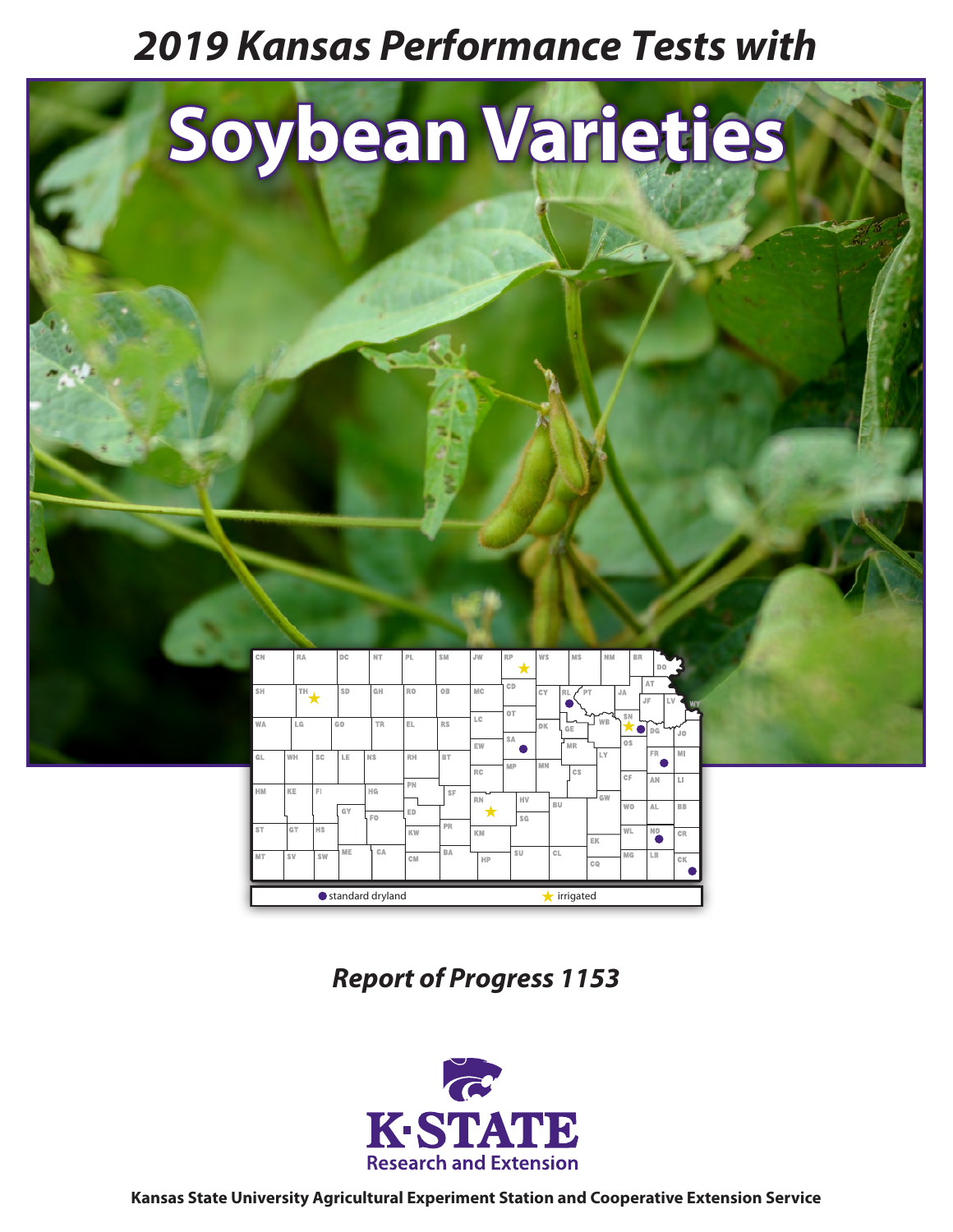# 2019 Kansas Performance Tests with

# Soybean Varieties

● standard dryland ★ irrigated

*Report of Progress 1153*

K-STATE Research and Extension

**Kansas State University Agricultural Experiment Station and Cooperative Extension Service**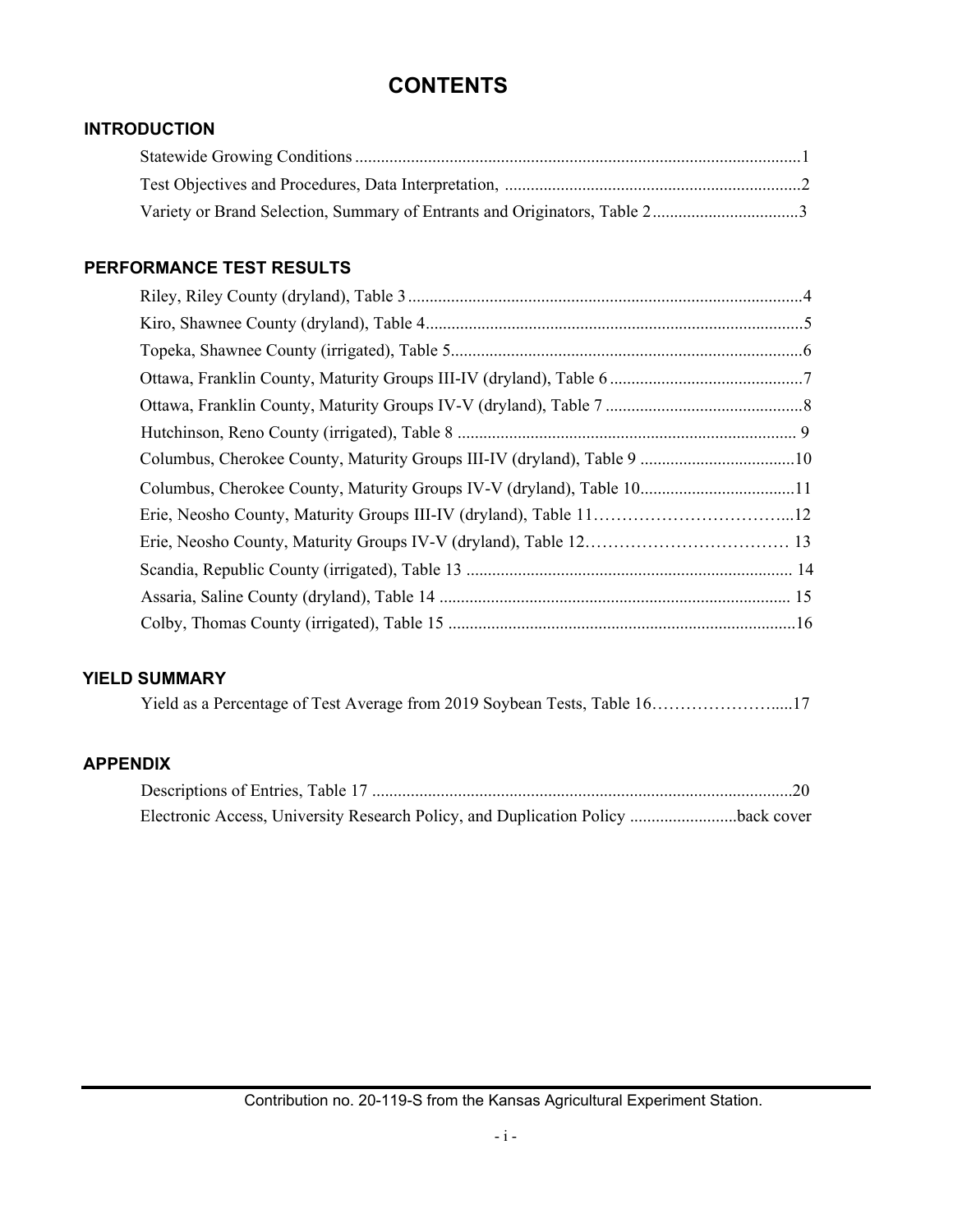# CONTENTS

## INTRODUCTION

Statewide Growing Conditions ....................................................................................................1

Test Objectives and Procedures, Data Interpretation, ....................................................................2

Variety or Brand Selection, Summary of Entrants and Originators, Table 2 ..................................3

## PERFORMANCE TEST RESULTS

Riley, Riley County (dryland), Table 3 ............................................................................................4

Kiro, Shawnee County (dryland), Table 4........................................................................................5

Topeka, Shawnee County (irrigated), Table 5..................................................................................6

Ottawa, Franklin County, Maturity Groups III-IV (dryland), Table 6 .............................................7

Ottawa, Franklin County, Maturity Groups IV-V (dryland), Table 7 ..............................................8

Hutchinson, Reno County (irrigated), Table 8 ............................................................................... 9

Columbus, Cherokee County, Maturity Groups III-IV (dryland), Table 9 ....................................10

Columbus, Cherokee County, Maturity Groups IV-V (dryland), Table 10....................................11

Erie, Neosho County, Maturity Groups III-IV (dryland), Table 11……………………………...12

Erie, Neosho County, Maturity Groups IV-V (dryland), Table 12……………………………… 13

Scandia, Republic County (irrigated), Table 13 ............................................................................ 14

Assaria, Saline County (dryland), Table 14 .................................................................................. 15

Colby, Thomas County (irrigated), Table 15 .................................................................................16

## YIELD SUMMARY

Yield as a Percentage of Test Average from 2019 Soybean Tests, Table 16…………………......17

## APPENDIX

Descriptions of Entries, Table 17 ..................................................................................................20

Electronic Access, University Research Policy, and Duplication Policy .........................back cover

Contribution no. 20-119-S from the Kansas Agricultural Experiment Station.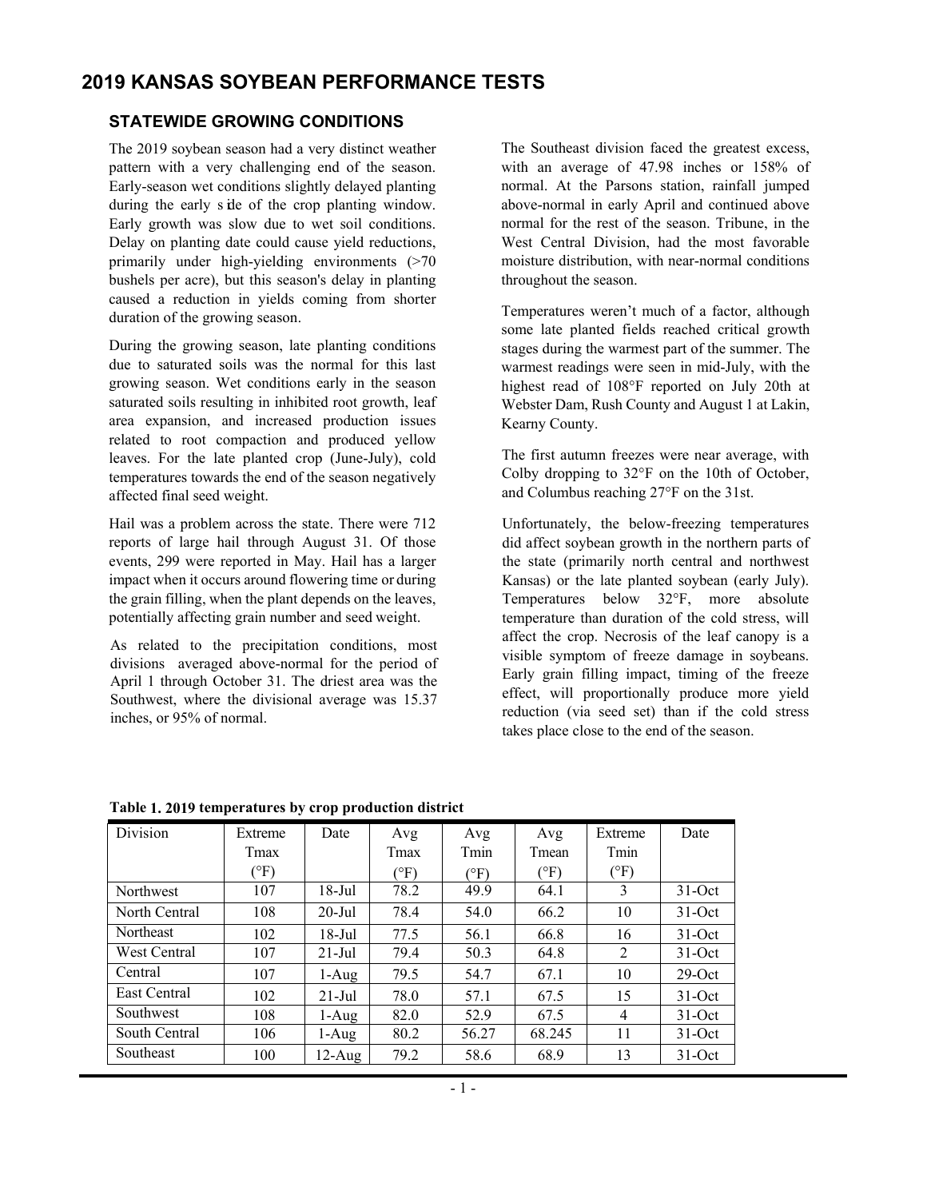# 2019 KANSAS SOYBEAN PERFORMANCE TESTS

## STATEWIDE GROWING CONDITIONS

The 2019 soybean season had a very distinct weather pattern with a very challenging end of the season. Early-season wet conditions slightly delayed planting during the early side of the crop planting window. Early growth was slow due to wet soil conditions. Delay on planting date could cause yield reductions, primarily under high-yielding environments (>70 bushels per acre), but this season's delay in planting caused a reduction in yields coming from shorter duration of the growing season.

During the growing season, late planting conditions due to saturated soils was the normal for this last growing season. Wet conditions early in the season saturated soils resulting in inhibited root growth, leaf area expansion, and increased production issues related to root compaction and produced yellow leaves. For the late planted crop (June-July), cold temperatures towards the end of the season negatively affected final seed weight.

Hail was a problem across the state. There were 712 reports of large hail through August 31. Of those events, 299 were reported in May. Hail has a larger impact when it occurs around flowering time or during the grain filling, when the plant depends on the leaves, potentially affecting grain number and seed weight.

As related to the precipitation conditions, most divisions averaged above-normal for the period of April 1 through October 31. The driest area was the Southwest, where the divisional average was 15.37 inches, or 95% of normal.

The Southeast division faced the greatest excess, with an average of 47.98 inches or 158% of normal. At the Parsons station, rainfall jumped above-normal in early April and continued above normal for the rest of the season. Tribune, in the West Central Division, had the most favorable moisture distribution, with near-normal conditions throughout the season.

Temperatures weren't much of a factor, although some late planted fields reached critical growth stages during the warmest part of the summer. The warmest readings were seen in mid-July, with the highest read of 108°F reported on July 20th at Webster Dam, Rush County and August 1 at Lakin, Kearny County.

The first autumn freezes were near average, with Colby dropping to 32°F on the 10th of October, and Columbus reaching 27°F on the 31st.

Unfortunately, the below-freezing temperatures did affect soybean growth in the northern parts of the state (primarily north central and northwest Kansas) or the late planted soybean (early July). Temperatures below 32°F, more absolute temperature than duration of the cold stress, will affect the crop. Necrosis of the leaf canopy is a visible symptom of freeze damage in soybeans. Early grain filling impact, timing of the freeze effect, will proportionally produce more yield reduction (via seed set) than if the cold stress takes place close to the end of the season.

**Table 1. 2019 temperatures by crop production district**

| Division | Extreme Tmax (°F) | Date | Avg Tmax (°F) | Avg Tmin (°F) | Avg Tmean (°F) | Extreme Tmin (°F) | Date |
|---|---|---|---|---|---|---|---|
| Northwest | 107 | 18-Jul | 78.2 | 49.9 | 64.1 | 3 | 31-Oct |
| North Central | 108 | 20-Jul | 78.4 | 54.0 | 66.2 | 10 | 31-Oct |
| Northeast | 102 | 18-Jul | 77.5 | 56.1 | 66.8 | 16 | 31-Oct |
| West Central | 107 | 21-Jul | 79.4 | 50.3 | 64.8 | 2 | 31-Oct |
| Central | 107 | 1-Aug | 79.5 | 54.7 | 67.1 | 10 | 29-Oct |
| East Central | 102 | 21-Jul | 78.0 | 57.1 | 67.5 | 15 | 31-Oct |
| Southwest | 108 | 1-Aug | 82.0 | 52.9 | 67.5 | 4 | 31-Oct |
| South Central | 106 | 1-Aug | 80.2 | 56.27 | 68.245 | 11 | 31-Oct |
| Southeast | 100 | 12-Aug | 79.2 | 58.6 | 68.9 | 13 | 31-Oct |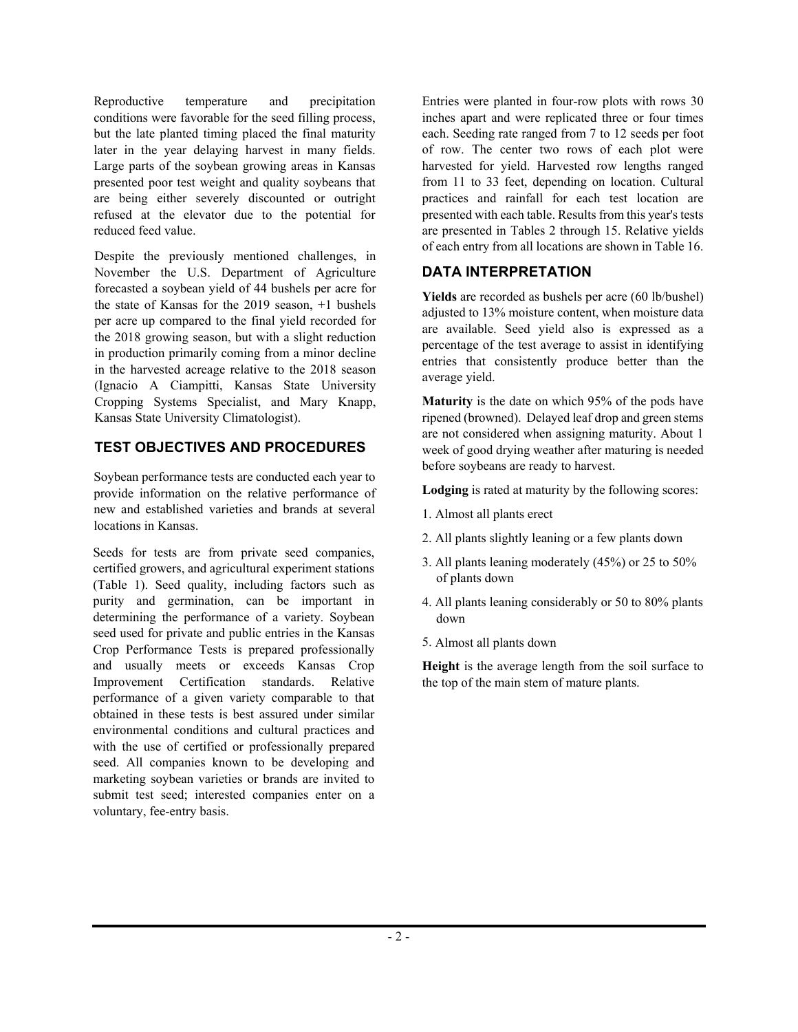Reproductive temperature and precipitation conditions were favorable for the seed filling process, but the late planted timing placed the final maturity later in the year delaying harvest in many fields. Large parts of the soybean growing areas in Kansas presented poor test weight and quality soybeans that are being either severely discounted or outright refused at the elevator due to the potential for reduced feed value.

Despite the previously mentioned challenges, in November the U.S. Department of Agriculture forecasted a soybean yield of 44 bushels per acre for the state of Kansas for the 2019 season, +1 bushels per acre up compared to the final yield recorded for the 2018 growing season, but with a slight reduction in production primarily coming from a minor decline in the harvested acreage relative to the 2018 season (Ignacio A Ciampitti, Kansas State University Cropping Systems Specialist, and Mary Knapp, Kansas State University Climatologist).

## TEST OBJECTIVES AND PROCEDURES

Soybean performance tests are conducted each year to provide information on the relative performance of new and established varieties and brands at several locations in Kansas.

Seeds for tests are from private seed companies, certified growers, and agricultural experiment stations (Table 1). Seed quality, including factors such as purity and germination, can be important in determining the performance of a variety. Soybean seed used for private and public entries in the Kansas Crop Performance Tests is prepared professionally and usually meets or exceeds Kansas Crop Improvement Certification standards. Relative performance of a given variety comparable to that obtained in these tests is best assured under similar environmental conditions and cultural practices and with the use of certified or professionally prepared seed. All companies known to be developing and marketing soybean varieties or brands are invited to submit test seed; interested companies enter on a voluntary, fee-entry basis.

Entries were planted in four-row plots with rows 30 inches apart and were replicated three or four times each. Seeding rate ranged from 7 to 12 seeds per foot of row. The center two rows of each plot were harvested for yield. Harvested row lengths ranged from 11 to 33 feet, depending on location. Cultural practices and rainfall for each test location are presented with each table. Results from this year's tests are presented in Tables 2 through 15. Relative yields of each entry from all locations are shown in Table 16.

## DATA INTERPRETATION

**Yields** are recorded as bushels per acre (60 lb/bushel) adjusted to 13% moisture content, when moisture data are available. Seed yield also is expressed as a percentage of the test average to assist in identifying entries that consistently produce better than the average yield.

**Maturity** is the date on which 95% of the pods have ripened (browned). Delayed leaf drop and green stems are not considered when assigning maturity. About 1 week of good drying weather after maturing is needed before soybeans are ready to harvest.

**Lodging** is rated at maturity by the following scores:

1. Almost all plants erect
2. All plants slightly leaning or a few plants down
3. All plants leaning moderately (45%) or 25 to 50% of plants down
4. All plants leaning considerably or 50 to 80% plants down
5. Almost all plants down

**Height** is the average length from the soil surface to the top of the main stem of mature plants.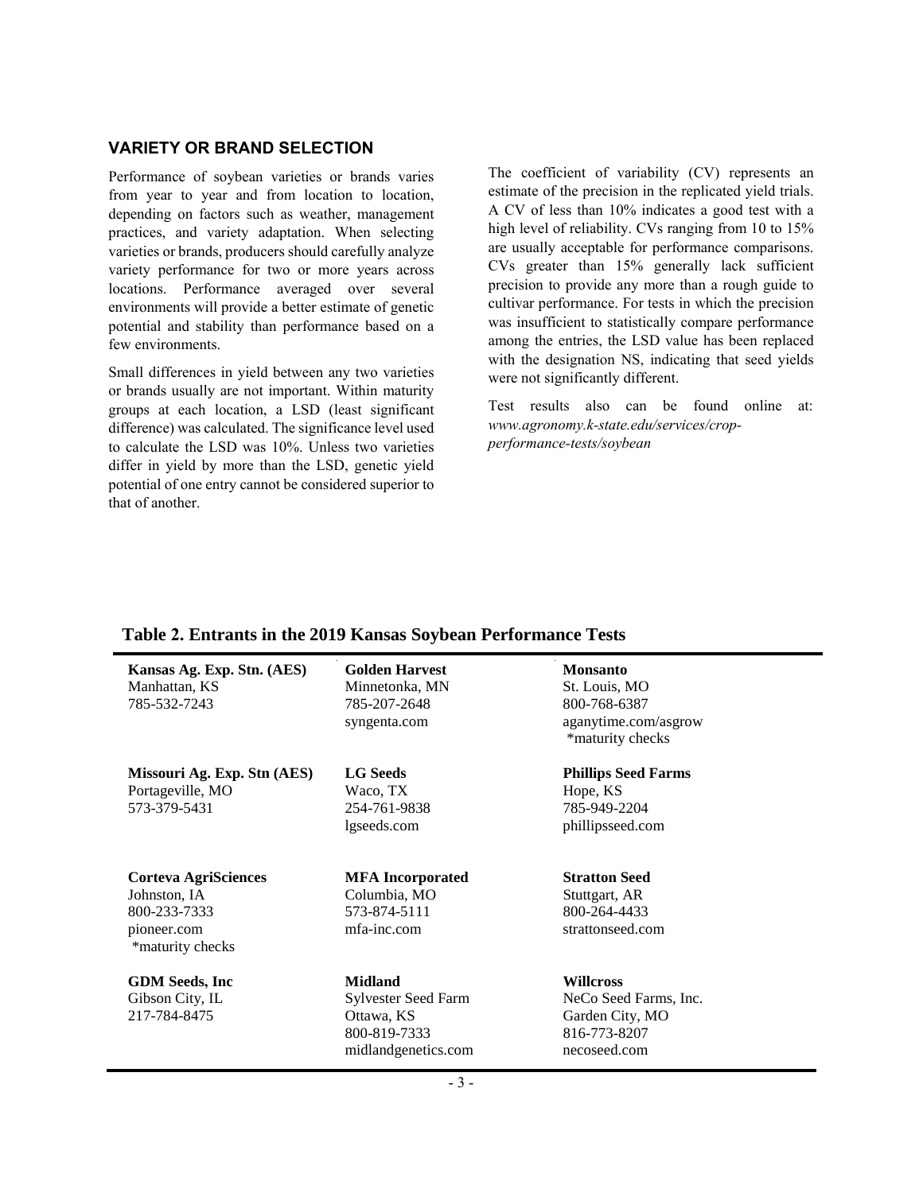## VARIETY OR BRAND SELECTION

Performance of soybean varieties or brands varies from year to year and from location to location, depending on factors such as weather, management practices, and variety adaptation. When selecting varieties or brands, producers should carefully analyze variety performance for two or more years across locations. Performance averaged over several environments will provide a better estimate of genetic potential and stability than performance based on a few environments.

Small differences in yield between any two varieties or brands usually are not important. Within maturity groups at each location, a LSD (least significant difference) was calculated. The significance level used to calculate the LSD was 10%. Unless two varieties differ in yield by more than the LSD, genetic yield potential of one entry cannot be considered superior to that of another.

The coefficient of variability (CV) represents an estimate of the precision in the replicated yield trials. A CV of less than 10% indicates a good test with a high level of reliability. CVs ranging from 10 to 15% are usually acceptable for performance comparisons. CVs greater than 15% generally lack sufficient precision to provide any more than a rough guide to cultivar performance. For tests in which the precision was insufficient to statistically compare performance among the entries, the LSD value has been replaced with the designation NS, indicating that seed yields were not significantly different.

Test results also can be found online at: *www.agronomy.k-state.edu/services/crop-performance-tests/soybean*

## Table 2. Entrants in the 2019 Kansas Soybean Performance Tests

| | | |
|---|---|---|
| **Kansas Ag. Exp. Stn. (AES)**<br>Manhattan, KS<br>785-532-7243 | **Golden Harvest**<br>Minnetonka, MN<br>785-207-2648<br>syngenta.com | **Monsanto**<br>St. Louis, MO<br>800-768-6387<br>aganytime.com/asgrow<br>*maturity checks |
| **Missouri Ag. Exp. Stn (AES)**<br>Portageville, MO<br>573-379-5431 | **LG Seeds**<br>Waco, TX<br>254-761-9838<br>lgseeds.com | **Phillips Seed Farms**<br>Hope, KS<br>785-949-2204<br>phillipsseed.com |
| **Corteva AgriSciences**<br>Johnston, IA<br>800-233-7333<br>pioneer.com<br>*maturity checks | **MFA Incorporated**<br>Columbia, MO<br>573-874-5111<br>mfa-inc.com | **Stratton Seed**<br>Stuttgart, AR<br>800-264-4433<br>strattonseed.com |
| **GDM Seeds, Inc**<br>Gibson City, IL<br>217-784-8475 | **Midland**<br>Sylvester Seed Farm<br>Ottawa, KS<br>800-819-7333<br>midlandgenetics.com | **Willcross**<br>NeCo Seed Farms, Inc.<br>Garden City, MO<br>816-773-8207<br>necoseed.com |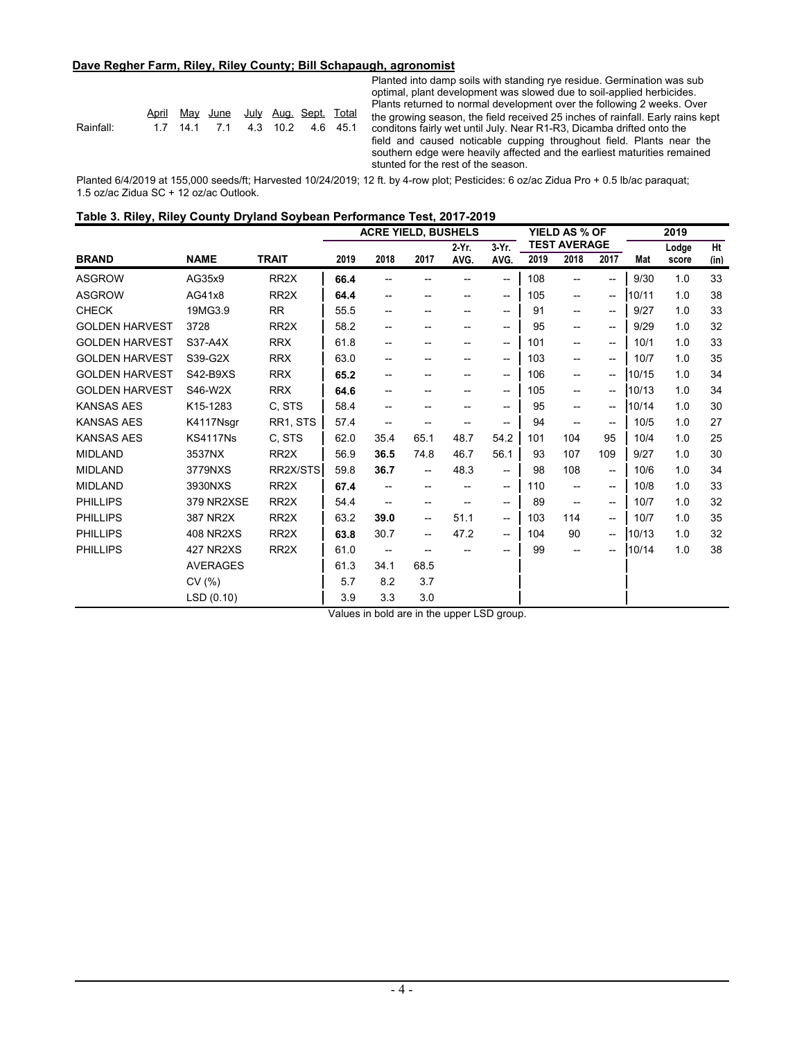## Dave Regher Farm, Riley, Riley County; Bill Schapaugh, agronomist

| | April | May | June | July | Aug. | Sept. | Total |
|---|---|---|---|---|---|---|---|
| Rainfall: | 1.7 | 14.1 | 7.1 | 4.3 | 10.2 | 4.6 | 45.1 |

Planted into damp soils with standing rye residue. Germination was sub optimal, plant development was slowed due to soil-applied herbicides. Plants returned to normal development over the following 2 weeks. Over the growing season, the field received 25 inches of rainfall. Early rains kept conditons fairly wet until July. Near R1-R3, Dicamba drifted onto the field and caused noticable cupping throughout field. Plants near the southern edge were heavily affected and the earliest maturities remained stunted for the rest of the season.

Planted 6/4/2019 at 155,000 seeds/ft; Harvested 10/24/2019; 12 ft. by 4-row plot; Pesticides: 6 oz/ac Zidua Pro + 0.5 lb/ac paraquat; 1.5 oz/ac Zidua SC + 12 oz/ac Outlook.

**Table 3. Riley, Riley County Dryland Soybean Performance Test, 2017-2019**

| | | | ACRE YIELD, BUSHELS | | | | | YIELD AS % OF TEST AVERAGE | | | 2019 | | |
|---|---|---|---|---|---|---|---|---|---|---|---|---|---|
| BRAND | NAME | TRAIT | 2019 | 2018 | 2017 | 2-Yr. AVG. | 3-Yr. AVG. | 2019 | 2018 | 2017 | Mat | Lodge score | Ht (in) |
| ASGROW | AG35x9 | RR2X | **66.4** | -- | -- | -- | -- | 108 | -- | -- | 9/30 | 1.0 | 33 |
| ASGROW | AG41x8 | RR2X | **64.4** | -- | -- | -- | -- | 105 | -- | -- | 10/11 | 1.0 | 38 |
| CHECK | 19MG3.9 | RR | 55.5 | -- | -- | -- | -- | 91 | -- | -- | 9/27 | 1.0 | 33 |
| GOLDEN HARVEST | 3728 | RR2X | 58.2 | -- | -- | -- | -- | 95 | -- | -- | 9/29 | 1.0 | 32 |
| GOLDEN HARVEST | S37-A4X | RRX | 61.8 | -- | -- | -- | -- | 101 | -- | -- | 10/1 | 1.0 | 33 |
| GOLDEN HARVEST | S39-G2X | RRX | 63.0 | -- | -- | -- | -- | 103 | -- | -- | 10/7 | 1.0 | 35 |
| GOLDEN HARVEST | S42-B9XS | RRX | **65.2** | -- | -- | -- | -- | 106 | -- | -- | 10/15 | 1.0 | 34 |
| GOLDEN HARVEST | S46-W2X | RRX | **64.6** | -- | -- | -- | -- | 105 | -- | -- | 10/13 | 1.0 | 34 |
| KANSAS AES | K15-1283 | C, STS | 58.4 | -- | -- | -- | -- | 95 | -- | -- | 10/14 | 1.0 | 30 |
| KANSAS AES | K4117Nsgr | RR1, STS | 57.4 | -- | -- | -- | -- | 94 | -- | -- | 10/5 | 1.0 | 27 |
| KANSAS AES | KS4117Ns | C, STS | 62.0 | 35.4 | 65.1 | 48.7 | 54.2 | 101 | 104 | 95 | 10/4 | 1.0 | 25 |
| MIDLAND | 3537NX | RR2X | 56.9 | **36.5** | 74.8 | 46.7 | 56.1 | 93 | 107 | 109 | 9/27 | 1.0 | 30 |
| MIDLAND | 3779NXS | RR2X/STS | 59.8 | **36.7** | -- | 48.3 | -- | 98 | 108 | -- | 10/6 | 1.0 | 34 |
| MIDLAND | 3930NXS | RR2X | **67.4** | -- | -- | -- | -- | 110 | -- | -- | 10/8 | 1.0 | 33 |
| PHILLIPS | 379 NR2XSE | RR2X | 54.4 | -- | -- | -- | -- | 89 | -- | -- | 10/7 | 1.0 | 32 |
| PHILLIPS | 387 NR2X | RR2X | 63.2 | **39.0** | -- | 51.1 | -- | 103 | 114 | -- | 10/7 | 1.0 | 35 |
| PHILLIPS | 408 NR2XS | RR2X | **63.8** | 30.7 | -- | 47.2 | -- | 104 | 90 | -- | 10/13 | 1.0 | 32 |
| PHILLIPS | 427 NR2XS | RR2X | 61.0 | -- | -- | -- | -- | 99 | -- | -- | 10/14 | 1.0 | 38 |
| | AVERAGES | | 61.3 | 34.1 | 68.5 | | | | | | | | |
| | CV (%) | | 5.7 | 8.2 | 3.7 | | | | | | | | |
| | LSD (0.10) | | 3.9 | 3.3 | 3.0 | | | | | | | | |

Values in bold are in the upper LSD group.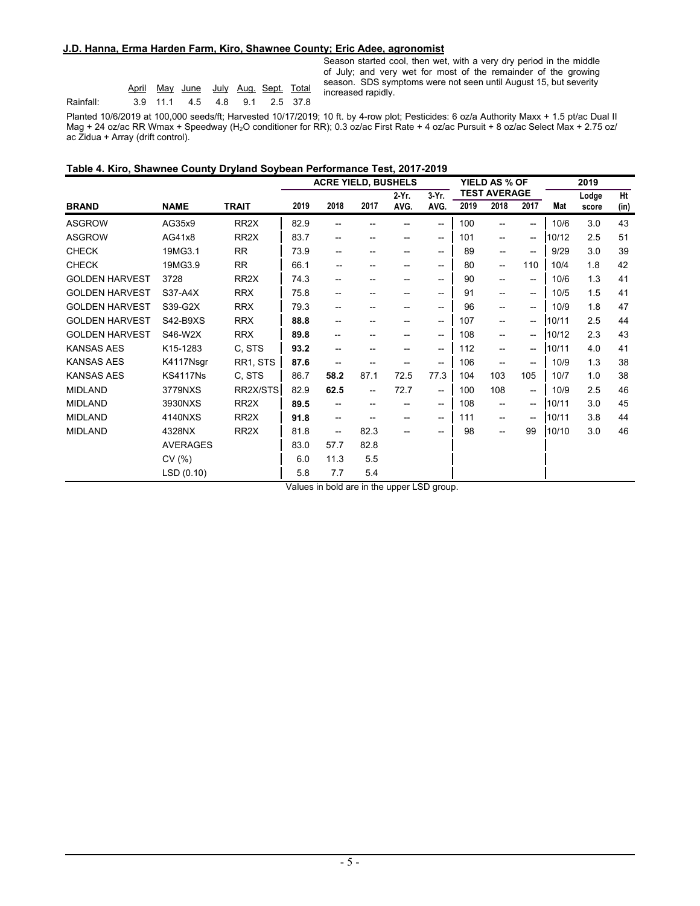**J.D. Hanna, Erma Harden Farm, Kiro, Shawnee County; Eric Adee, agronomist**

| | April | May | June | July | Aug. | Sept. | Total |
|---|---|---|---|---|---|---|---|
| Rainfall: | 3.9 | 11.1 | 4.5 | 4.8 | 9.1 | 2.5 | 37.8 |

Season started cool, then wet, with a very dry period in the middle of July; and very wet for most of the remainder of the growing season. SDS symptoms were not seen until August 15, but severity increased rapidly.

Planted 10/6/2019 at 100,000 seeds/ft; Harvested 10/17/2019; 10 ft. by 4-row plot; Pesticides: 6 oz/a Authority Maxx + 1.5 pt/ac Dual II Mag + 24 oz/ac RR Wmax + Speedway ($H_2O$ conditioner for RR); 0.3 oz/ac First Rate + 4 oz/ac Pursuit + 8 oz/ac Select Max + 2.75 oz/ac Zidua + Array (drift control).

**Table 4. Kiro, Shawnee County Dryland Soybean Performance Test, 2017-2019**

| | | | ACRE YIELD, BUSHELS | | | | | YIELD AS % OF TEST AVERAGE | | | 2019 | | |
|---|---|---|---|---|---|---|---|---|---|---|---|---|---|
| BRAND | NAME | TRAIT | 2019 | 2018 | 2017 | 2-Yr. AVG. | 3-Yr. AVG. | 2019 | 2018 | 2017 | Mat | Lodge score | Ht (in) |
| ASGROW | AG35x9 | RR2X | 82.9 | -- | -- | -- | -- | 100 | -- | -- | 10/6 | 3.0 | 43 |
| ASGROW | AG41x8 | RR2X | 83.7 | -- | -- | -- | -- | 101 | -- | -- | 10/12 | 2.5 | 51 |
| CHECK | 19MG3.1 | RR | 73.9 | -- | -- | -- | -- | 89 | -- | -- | 9/29 | 3.0 | 39 |
| CHECK | 19MG3.9 | RR | 66.1 | -- | -- | -- | -- | 80 | -- | 110 | 10/4 | 1.8 | 42 |
| GOLDEN HARVEST | 3728 | RR2X | 74.3 | -- | -- | -- | -- | 90 | -- | -- | 10/6 | 1.3 | 41 |
| GOLDEN HARVEST | S37-A4X | RRX | 75.8 | -- | -- | -- | -- | 91 | -- | -- | 10/5 | 1.5 | 41 |
| GOLDEN HARVEST | S39-G2X | RRX | 79.3 | -- | -- | -- | -- | 96 | -- | -- | 10/9 | 1.8 | 47 |
| GOLDEN HARVEST | S42-B9XS | RRX | **88.8** | -- | -- | -- | -- | 107 | -- | -- | 10/11 | 2.5 | 44 |
| GOLDEN HARVEST | S46-W2X | RRX | **89.8** | -- | -- | -- | -- | 108 | -- | -- | 10/12 | 2.3 | 43 |
| KANSAS AES | K15-1283 | C, STS | **93.2** | -- | -- | -- | -- | 112 | -- | -- | 10/11 | 4.0 | 41 |
| KANSAS AES | K4117Nsgr | RR1, STS | **87.6** | -- | -- | -- | -- | 106 | -- | -- | 10/9 | 1.3 | 38 |
| KANSAS AES | KS4117Ns | C, STS | 86.7 | **58.2** | 87.1 | 72.5 | 77.3 | 104 | 103 | 105 | 10/7 | 1.0 | 38 |
| MIDLAND | 3779NXS | RR2X/STS | 82.9 | **62.5** | -- | 72.7 | -- | 100 | 108 | -- | 10/9 | 2.5 | 46 |
| MIDLAND | 3930NXS | RR2X | **89.5** | -- | -- | -- | -- | 108 | -- | -- | 10/11 | 3.0 | 45 |
| MIDLAND | 4140NXS | RR2X | **91.8** | -- | -- | -- | -- | 111 | -- | -- | 10/11 | 3.8 | 44 |
| MIDLAND | 4328NX | RR2X | 81.8 | -- | 82.3 | -- | -- | 98 | -- | 99 | 10/10 | 3.0 | 46 |
| | AVERAGES | | 83.0 | 57.7 | 82.8 | | | | | | | | |
| | CV (%) | | 6.0 | 11.3 | 5.5 | | | | | | | | |
| | LSD (0.10) | | 5.8 | 7.7 | 5.4 | | | | | | | | |

Values in bold are in the upper LSD group.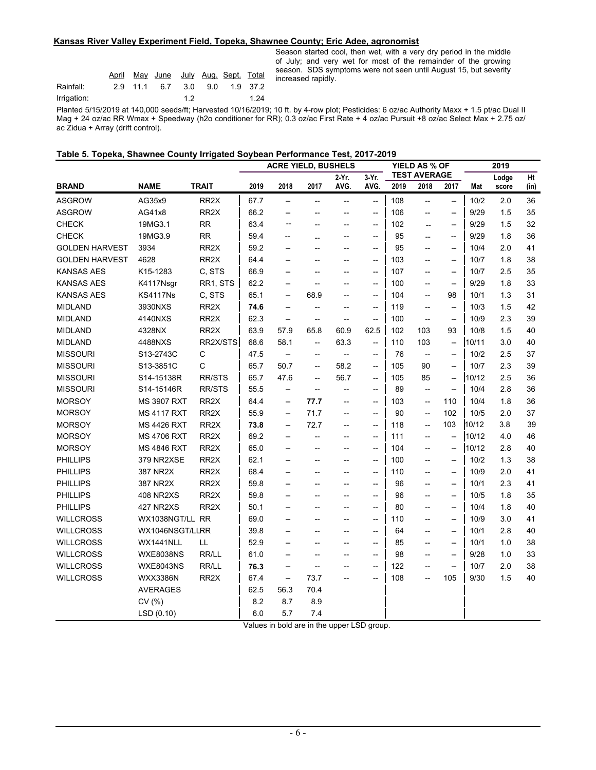**Kansas River Valley Experiment Field, Topeka, Shawnee County; Eric Adee, agronomist**

| | April | May | June | July | Aug. | Sept. | Total |
|---|---|---|---|---|---|---|---|
| Rainfall: | 2.9 | 11.1 | 6.7 | 3.0 | 9.0 | 1.9 | 37.2 |
| Irrigation: | | | | 1.2 | | | 1.24 |

Season started cool, then wet, with a very dry period in the middle of July; and very wet for most of the remainder of the growing season. SDS symptoms were not seen until August 15, but severity increased rapidly.

Planted 5/15/2019 at 140,000 seeds/ft; Harvested 10/16/2019; 10 ft. by 4-row plot; Pesticides: 6 oz/ac Authority Maxx + 1.5 pt/ac Dual II Mag + 24 oz/ac RR Wmax + Speedway (h2o conditioner for RR); 0.3 oz/ac First Rate + 4 oz/ac Pursuit +8 oz/ac Select Max + 2.75 oz/ac Zidua + Array (drift control).

**Table 5. Topeka, Shawnee County Irrigated Soybean Performance Test, 2017-2019**

| | | | ACRE YIELD, BUSHELS | | | | | YIELD AS % OF TEST AVERAGE | | | 2019 | | |
|---|---|---|---|---|---|---|---|---|---|---|---|---|---|
| BRAND | NAME | TRAIT | 2019 | 2018 | 2017 | 2-Yr. AVG. | 3-Yr. AVG. | 2019 | 2018 | 2017 | Mat | Lodge score | Ht (in) |
| ASGROW | AG35x9 | RR2X | 67.7 | -- | -- | -- | -- | 108 | -- | -- | 10/2 | 2.0 | 36 |
| ASGROW | AG41x8 | RR2X | 66.2 | -- | -- | -- | -- | 106 | -- | -- | 9/29 | 1.5 | 35 |
| CHECK | 19MG3.1 | RR | 63.4 | -- | -- | -- | -- | 102 | -- | -- | 9/29 | 1.5 | 32 |
| CHECK | 19MG3.9 | RR | 59.4 | -- | -- | -- | -- | 95 | -- | -- | 9/29 | 1.8 | 36 |
| GOLDEN HARVEST | 3934 | RR2X | 59.2 | -- | -- | -- | -- | 95 | -- | -- | 10/4 | 2.0 | 41 |
| GOLDEN HARVEST | 4628 | RR2X | 64.4 | -- | -- | -- | -- | 103 | -- | -- | 10/7 | 1.8 | 38 |
| KANSAS AES | K15-1283 | C, STS | 66.9 | -- | -- | -- | -- | 107 | -- | -- | 10/7 | 2.5 | 35 |
| KANSAS AES | K4117Nsgr | RR1, STS | 62.2 | -- | -- | -- | -- | 100 | -- | -- | 9/29 | 1.8 | 33 |
| KANSAS AES | KS4117Ns | C, STS | 65.1 | -- | 68.9 | -- | -- | 104 | -- | 98 | 10/1 | 1.3 | 31 |
| MIDLAND | 3930NXS | RR2X | **74.6** | -- | -- | -- | -- | 119 | -- | -- | 10/3 | 1.5 | 42 |
| MIDLAND | 4140NXS | RR2X | 62.3 | -- | -- | -- | -- | 100 | -- | -- | 10/9 | 2.3 | 39 |
| MIDLAND | 4328NX | RR2X | 63.9 | 57.9 | 65.8 | 60.9 | 62.5 | 102 | 103 | 93 | 10/8 | 1.5 | 40 |
| MIDLAND | 4488NXS | RR2X/STS | 68.6 | 58.1 | -- | 63.3 | -- | 110 | 103 | -- | 10/11 | 3.0 | 40 |
| MISSOURI | S13-2743C | C | 47.5 | -- | -- | -- | -- | 76 | -- | -- | 10/2 | 2.5 | 37 |
| MISSOURI | S13-3851C | C | 65.7 | 50.7 | -- | 58.2 | -- | 105 | 90 | -- | 10/7 | 2.3 | 39 |
| MISSOURI | S14-15138R | RR/STS | 65.7 | 47.6 | -- | 56.7 | -- | 105 | 85 | -- | 10/12 | 2.5 | 36 |
| MISSOURI | S14-15146R | RR/STS | 55.5 | -- | -- | -- | -- | 89 | -- | -- | 10/4 | 2.8 | 36 |
| MORSOY | MS 3907 RXT | RR2X | 64.4 | -- | **77.7** | -- | -- | 103 | -- | 110 | 10/4 | 1.8 | 36 |
| MORSOY | MS 4117 RXT | RR2X | 55.9 | -- | 71.7 | -- | -- | 90 | -- | 102 | 10/5 | 2.0 | 37 |
| MORSOY | MS 4426 RXT | RR2X | **73.8** | -- | 72.7 | -- | -- | 118 | -- | 103 | 10/12 | 3.8 | 39 |
| MORSOY | MS 4706 RXT | RR2X | 69.2 | -- | -- | -- | -- | 111 | -- | -- | 10/12 | 4.0 | 46 |
| MORSOY | MS 4846 RXT | RR2X | 65.0 | -- | -- | -- | -- | 104 | -- | -- | 10/12 | 2.8 | 40 |
| PHILLIPS | 379 NR2XSE | RR2X | 62.1 | -- | -- | -- | -- | 100 | -- | -- | 10/2 | 1.3 | 38 |
| PHILLIPS | 387 NR2X | RR2X | 68.4 | -- | -- | -- | -- | 110 | -- | -- | 10/9 | 2.0 | 41 |
| PHILLIPS | 387 NR2X | RR2X | 59.8 | -- | -- | -- | -- | 96 | -- | -- | 10/1 | 2.3 | 41 |
| PHILLIPS | 408 NR2XS | RR2X | 59.8 | -- | -- | -- | -- | 96 | -- | -- | 10/5 | 1.8 | 35 |
| PHILLIPS | 427 NR2XS | RR2X | 50.1 | -- | -- | -- | -- | 80 | -- | -- | 10/4 | 1.8 | 40 |
| WILLCROSS | WX1038NGT/LL | RR | 69.0 | -- | -- | -- | -- | 110 | -- | -- | 10/9 | 3.0 | 41 |
| WILLCROSS | WX1046NSGT/LL | RR | 39.8 | -- | -- | -- | -- | 64 | -- | -- | 10/1 | 2.8 | 40 |
| WILLCROSS | WX1441NLL | LL | 52.9 | -- | -- | -- | -- | 85 | -- | -- | 10/1 | 1.0 | 38 |
| WILLCROSS | WXE8038NS | RR/LL | 61.0 | -- | -- | -- | -- | 98 | -- | -- | 9/28 | 1.0 | 33 |
| WILLCROSS | WXE8043NS | RR/LL | **76.3** | -- | -- | -- | -- | 122 | -- | -- | 10/7 | 2.0 | 38 |
| WILLCROSS | WXX3386N | RR2X | 67.4 | -- | 73.7 | -- | -- | 108 | -- | 105 | 9/30 | 1.5 | 40 |
| | AVERAGES | | 62.5 | 56.3 | 70.4 | | | | | | | | |
| | CV (%) | | 8.2 | 8.7 | 8.9 | | | | | | | | |
| | LSD (0.10) | | 6.0 | 5.7 | 7.4 | | | | | | | | |

Values in bold are in the upper LSD group.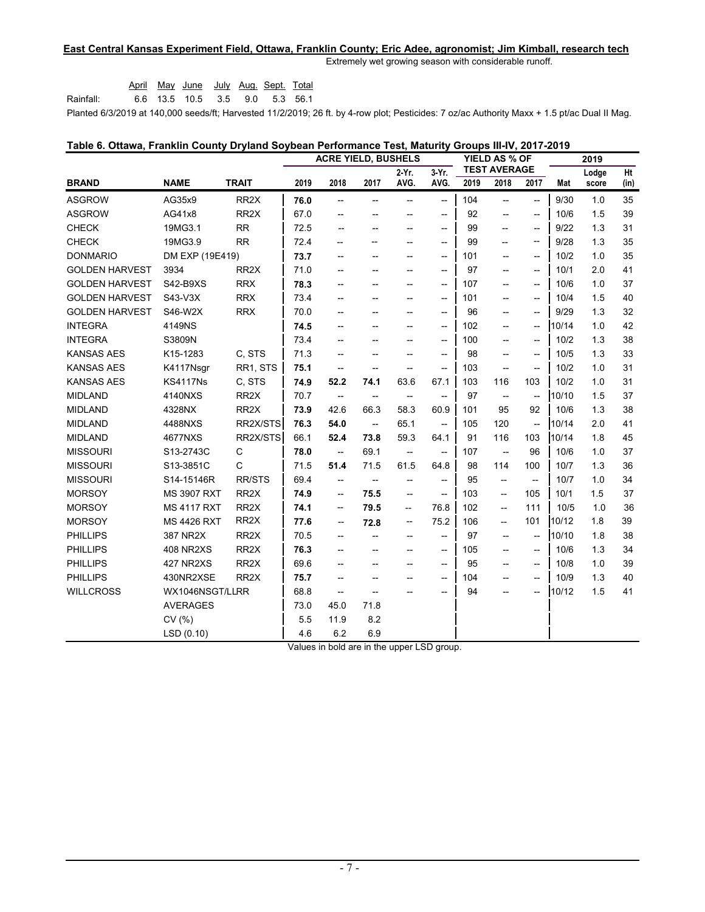**East Central Kansas Experiment Field, Ottawa, Franklin County; Eric Adee, agronomist; Jim Kimball, research tech**

Extremely wet growing season with considerable runoff.

| | April | May | June | July | Aug. | Sept. | Total |
|---|---|---|---|---|---|---|---|
| Rainfall: | 6.6 | 13.5 | 10.5 | 3.5 | 9.0 | 5.3 | 56.1 |

Planted 6/3/2019 at 140,000 seeds/ft; Harvested 11/2/2019; 26 ft. by 4-row plot; Pesticides: 7 oz/ac Authority Maxx + 1.5 pt/ac Dual II Mag.

**Table 6. Ottawa, Franklin County Dryland Soybean Performance Test, Maturity Groups III-IV, 2017-2019**

| | | | ACRE YIELD, BUSHELS | | | | | YIELD AS % OF TEST AVERAGE | | | 2019 | | |
|---|---|---|---|---|---|---|---|---|---|---|---|---|---|
| BRAND | NAME | TRAIT | 2019 | 2018 | 2017 | 2-Yr. AVG. | 3-Yr. AVG. | 2019 | 2018 | 2017 | Mat | Lodge score | Ht (in) |
| ASGROW | AG35x9 | RR2X | **76.0** | -- | -- | -- | -- | 104 | -- | -- | 9/30 | 1.0 | 35 |
| ASGROW | AG41x8 | RR2X | 67.0 | -- | -- | -- | -- | 92 | -- | -- | 10/6 | 1.5 | 39 |
| CHECK | 19MG3.1 | RR | 72.5 | -- | -- | -- | -- | 99 | -- | -- | 9/22 | 1.3 | 31 |
| CHECK | 19MG3.9 | RR | 72.4 | -- | -- | -- | -- | 99 | -- | -- | 9/28 | 1.3 | 35 |
| DONMARIO | DM EXP (19E419) | | **73.7** | -- | -- | -- | -- | 101 | -- | -- | 10/2 | 1.0 | 35 |
| GOLDEN HARVEST | 3934 | RR2X | 71.0 | -- | -- | -- | -- | 97 | -- | -- | 10/1 | 2.0 | 41 |
| GOLDEN HARVEST | S42-B9XS | RRX | **78.3** | -- | -- | -- | -- | 107 | -- | -- | 10/6 | 1.0 | 37 |
| GOLDEN HARVEST | S43-V3X | RRX | 73.4 | -- | -- | -- | -- | 101 | -- | -- | 10/4 | 1.5 | 40 |
| GOLDEN HARVEST | S46-W2X | RRX | 70.0 | -- | -- | -- | -- | 96 | -- | -- | 9/29 | 1.3 | 32 |
| INTEGRA | 4149NS | | **74.5** | -- | -- | -- | -- | 102 | -- | -- | 10/14 | 1.0 | 42 |
| INTEGRA | S3809N | | 73.4 | -- | -- | -- | -- | 100 | -- | -- | 10/2 | 1.3 | 38 |
| KANSAS AES | K15-1283 | C, STS | 71.3 | -- | -- | -- | -- | 98 | -- | -- | 10/5 | 1.3 | 33 |
| KANSAS AES | K4117Nsgr | RR1, STS | **75.1** | -- | -- | -- | -- | 103 | -- | -- | 10/2 | 1.0 | 31 |
| KANSAS AES | KS4117Ns | C, STS | **74.9** | **52.2** | **74.1** | 63.6 | 67.1 | 103 | 116 | 103 | 10/2 | 1.0 | 31 |
| MIDLAND | 4140NXS | RR2X | 70.7 | -- | -- | -- | -- | 97 | -- | -- | 10/10 | 1.5 | 37 |
| MIDLAND | 4328NX | RR2X | **73.9** | 42.6 | 66.3 | 58.3 | 60.9 | 101 | 95 | 92 | 10/6 | 1.3 | 38 |
| MIDLAND | 4488NXS | RR2X/STS | **76.3** | **54.0** | -- | 65.1 | -- | 105 | 120 | -- | 10/14 | 2.0 | 41 |
| MIDLAND | 4677NXS | RR2X/STS | 66.1 | **52.4** | **73.8** | 59.3 | 64.1 | 91 | 116 | 103 | 10/14 | 1.8 | 45 |
| MISSOURI | S13-2743C | C | **78.0** | -- | 69.1 | -- | -- | 107 | -- | 96 | 10/6 | 1.0 | 37 |
| MISSOURI | S13-3851C | C | 71.5 | **51.4** | 71.5 | 61.5 | 64.8 | 98 | 114 | 100 | 10/7 | 1.3 | 36 |
| MISSOURI | S14-15146R | RR/STS | 69.4 | -- | -- | -- | -- | 95 | -- | -- | 10/7 | 1.0 | 34 |
| MORSOY | MS 3907 RXT | RR2X | **74.9** | -- | **75.5** | -- | -- | 103 | -- | 105 | 10/1 | 1.5 | 37 |
| MORSOY | MS 4117 RXT | RR2X | **74.1** | -- | **79.5** | -- | 76.8 | 102 | -- | 111 | 10/5 | 1.0 | 36 |
| MORSOY | MS 4426 RXT | RR2X | **77.6** | -- | **72.8** | -- | 75.2 | 106 | -- | 101 | 10/12 | 1.8 | 39 |
| PHILLIPS | 387 NR2X | RR2X | 70.5 | -- | -- | -- | -- | 97 | -- | -- | 10/10 | 1.8 | 38 |
| PHILLIPS | 408 NR2XS | RR2X | **76.3** | -- | -- | -- | -- | 105 | -- | -- | 10/6 | 1.3 | 34 |
| PHILLIPS | 427 NR2XS | RR2X | 69.6 | -- | -- | -- | -- | 95 | -- | -- | 10/8 | 1.0 | 39 |
| PHILLIPS | 430NR2XSE | RR2X | **75.7** | -- | -- | -- | -- | 104 | -- | -- | 10/9 | 1.3 | 40 |
| WILLCROSS | WX1046NSGT/LLRR | | 68.8 | -- | -- | -- | -- | 94 | -- | -- | 10/12 | 1.5 | 41 |
| | AVERAGES | | 73.0 | 45.0 | 71.8 | | | | | | | | |
| | CV (%) | | 5.5 | 11.9 | 8.2 | | | | | | | | |
| | LSD (0.10) | | 4.6 | 6.2 | 6.9 | | | | | | | | |

Values in bold are in the upper LSD group.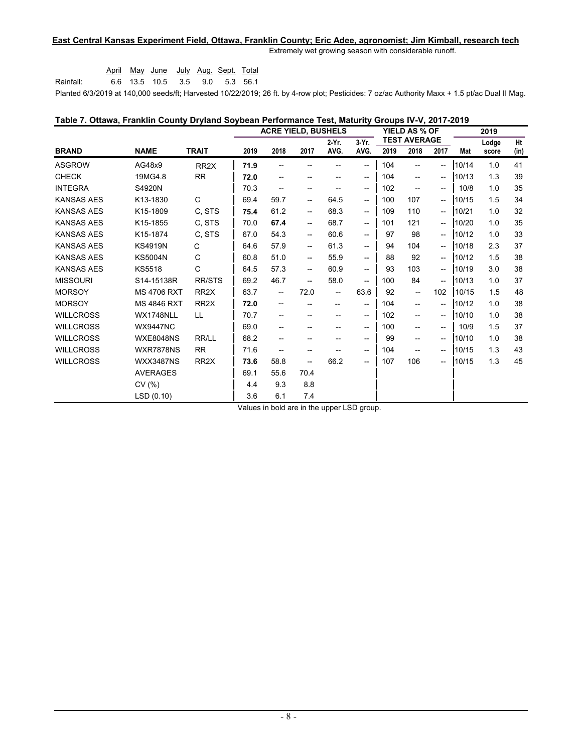**East Central Kansas Experiment Field, Ottawa, Franklin County; Eric Adee, agronomist; Jim Kimball, research tech**

Extremely wet growing season with considerable runoff.

| | April | May | June | July | Aug. | Sept. | Total |
|---|---|---|---|---|---|---|---|
| Rainfall: | 6.6 | 13.5 | 10.5 | 3.5 | 9.0 | 5.3 | 56.1 |

Planted 6/3/2019 at 140,000 seeds/ft; Harvested 10/22/2019; 26 ft. by 4-row plot; Pesticides: 7 oz/ac Authority Maxx + 1.5 pt/ac Dual II Mag.

**Table 7. Ottawa, Franklin County Dryland Soybean Performance Test, Maturity Groups IV-V, 2017-2019**

| | | | ACRE YIELD, BUSHELS | | | | | YIELD AS % OF TEST AVERAGE | | | 2019 | | |
|---|---|---|---|---|---|---|---|---|---|---|---|---|---|
| BRAND | NAME | TRAIT | 2019 | 2018 | 2017 | 2-Yr. AVG. | 3-Yr. AVG. | 2019 | 2018 | 2017 | Mat | Lodge score | Ht (in) |
| ASGROW | AG48x9 | RR2X | **71.9** | -- | -- | -- | -- | 104 | -- | -- | 10/14 | 1.0 | 41 |
| CHECK | 19MG4.8 | RR | **72.0** | -- | -- | -- | -- | 104 | -- | -- | 10/13 | 1.3 | 39 |
| INTEGRA | S4920N | | 70.3 | -- | -- | -- | -- | 102 | -- | -- | 10/8 | 1.0 | 35 |
| KANSAS AES | K13-1830 | C | 69.4 | 59.7 | -- | 64.5 | -- | 100 | 107 | -- | 10/15 | 1.5 | 34 |
| KANSAS AES | K15-1809 | C, STS | **75.4** | 61.2 | -- | 68.3 | -- | 109 | 110 | -- | 10/21 | 1.0 | 32 |
| KANSAS AES | K15-1855 | C, STS | 70.0 | **67.4** | -- | 68.7 | -- | 101 | 121 | -- | 10/20 | 1.0 | 35 |
| KANSAS AES | K15-1874 | C, STS | 67.0 | 54.3 | -- | 60.6 | -- | 97 | 98 | -- | 10/12 | 1.0 | 33 |
| KANSAS AES | KS4919N | C | 64.6 | 57.9 | -- | 61.3 | -- | 94 | 104 | -- | 10/18 | 2.3 | 37 |
| KANSAS AES | KS5004N | C | 60.8 | 51.0 | -- | 55.9 | -- | 88 | 92 | -- | 10/12 | 1.5 | 38 |
| KANSAS AES | KS5518 | C | 64.5 | 57.3 | -- | 60.9 | -- | 93 | 103 | -- | 10/19 | 3.0 | 38 |
| MISSOURI | S14-15138R | RR/STS | 69.2 | 46.7 | -- | 58.0 | -- | 100 | 84 | -- | 10/13 | 1.0 | 37 |
| MORSOY | MS 4706 RXT | RR2X | 63.7 | -- | 72.0 | -- | 63.6 | 92 | -- | 102 | 10/15 | 1.5 | 48 |
| MORSOY | MS 4846 RXT | RR2X | **72.0** | -- | -- | -- | -- | 104 | -- | -- | 10/12 | 1.0 | 38 |
| WILLCROSS | WX1748NLL | LL | 70.7 | -- | -- | -- | -- | 102 | -- | -- | 10/10 | 1.0 | 38 |
| WILLCROSS | WX9447NC | | 69.0 | -- | -- | -- | -- | 100 | -- | -- | 10/9 | 1.5 | 37 |
| WILLCROSS | WXE8048NS | RR/LL | 68.2 | -- | -- | -- | -- | 99 | -- | -- | 10/10 | 1.0 | 38 |
| WILLCROSS | WXR7878NS | RR | 71.6 | -- | -- | -- | -- | 104 | -- | -- | 10/15 | 1.3 | 43 |
| WILLCROSS | WXX3487NS | RR2X | **73.6** | 58.8 | -- | 66.2 | -- | 107 | 106 | -- | 10/15 | 1.3 | 45 |
| | AVERAGES | | 69.1 | 55.6 | 70.4 | | | | | | | | |
| | CV (%) | | 4.4 | 9.3 | 8.8 | | | | | | | | |
| | LSD (0.10) | | 3.6 | 6.1 | 7.4 | | | | | | | | |

Values in bold are in the upper LSD group.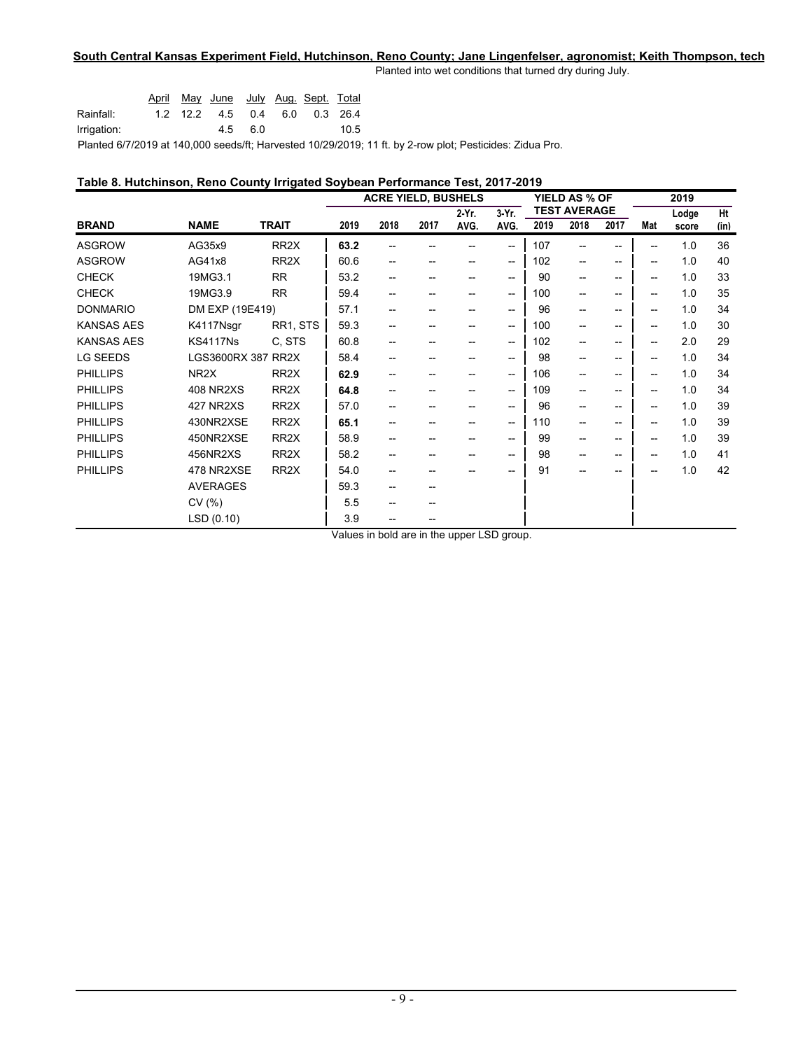**South Central Kansas Experiment Field, Hutchinson, Reno County; Jane Lingenfelser, agronomist; Keith Thompson, tech**

Planted into wet conditions that turned dry during July.

| | April | May | June | July | Aug. | Sept. | Total |
|---|---|---|---|---|---|---|---|
| Rainfall: | 1.2 | 12.2 | 4.5 | 0.4 | 6.0 | 0.3 | 26.4 |
| Irrigation: | | | 4.5 | 6.0 | | | 10.5 |

Planted 6/7/2019 at 140,000 seeds/ft; Harvested 10/29/2019; 11 ft. by 2-row plot; Pesticides: Zidua Pro.

**Table 8. Hutchinson, Reno County Irrigated Soybean Performance Test, 2017-2019**

| | | | ACRE YIELD, BUSHELS | | | | | YIELD AS % OF TEST AVERAGE | | | 2019 | | |
|---|---|---|---|---|---|---|---|---|---|---|---|---|---|
| BRAND | NAME | TRAIT | 2019 | 2018 | 2017 | 2-Yr. AVG. | 3-Yr. AVG. | 2019 | 2018 | 2017 | Mat | Lodge score | Ht (in) |
| ASGROW | AG35x9 | RR2X | **63.2** | -- | -- | -- | -- | 107 | -- | -- | -- | 1.0 | 36 |
| ASGROW | AG41x8 | RR2X | 60.6 | -- | -- | -- | -- | 102 | -- | -- | -- | 1.0 | 40 |
| CHECK | 19MG3.1 | RR | 53.2 | -- | -- | -- | -- | 90 | -- | -- | -- | 1.0 | 33 |
| CHECK | 19MG3.9 | RR | 59.4 | -- | -- | -- | -- | 100 | -- | -- | -- | 1.0 | 35 |
| DONMARIO | DM EXP (19E419) | | 57.1 | -- | -- | -- | -- | 96 | -- | -- | -- | 1.0 | 34 |
| KANSAS AES | K4117Nsgr | RR1, STS | 59.3 | -- | -- | -- | -- | 100 | -- | -- | -- | 1.0 | 30 |
| KANSAS AES | KS4117Ns | C, STS | 60.8 | -- | -- | -- | -- | 102 | -- | -- | -- | 2.0 | 29 |
| LG SEEDS | LGS3600RX 387 | RR2X | 58.4 | -- | -- | -- | -- | 98 | -- | -- | -- | 1.0 | 34 |
| PHILLIPS | NR2X | RR2X | **62.9** | -- | -- | -- | -- | 106 | -- | -- | -- | 1.0 | 34 |
| PHILLIPS | 408 NR2XS | RR2X | **64.8** | -- | -- | -- | -- | 109 | -- | -- | -- | 1.0 | 34 |
| PHILLIPS | 427 NR2XS | RR2X | 57.0 | -- | -- | -- | -- | 96 | -- | -- | -- | 1.0 | 39 |
| PHILLIPS | 430NR2XSE | RR2X | **65.1** | -- | -- | -- | -- | 110 | -- | -- | -- | 1.0 | 39 |
| PHILLIPS | 450NR2XSE | RR2X | 58.9 | -- | -- | -- | -- | 99 | -- | -- | -- | 1.0 | 39 |
| PHILLIPS | 456NR2XS | RR2X | 58.2 | -- | -- | -- | -- | 98 | -- | -- | -- | 1.0 | 41 |
| PHILLIPS | 478 NR2XSE | RR2X | 54.0 | -- | -- | -- | -- | 91 | -- | -- | -- | 1.0 | 42 |
| | AVERAGES | | 59.3 | -- | -- | | | | | | | | |
| | CV (%) | | 5.5 | -- | -- | | | | | | | | |
| | LSD (0.10) | | 3.9 | -- | -- | | | | | | | | |

Values in bold are in the upper LSD group.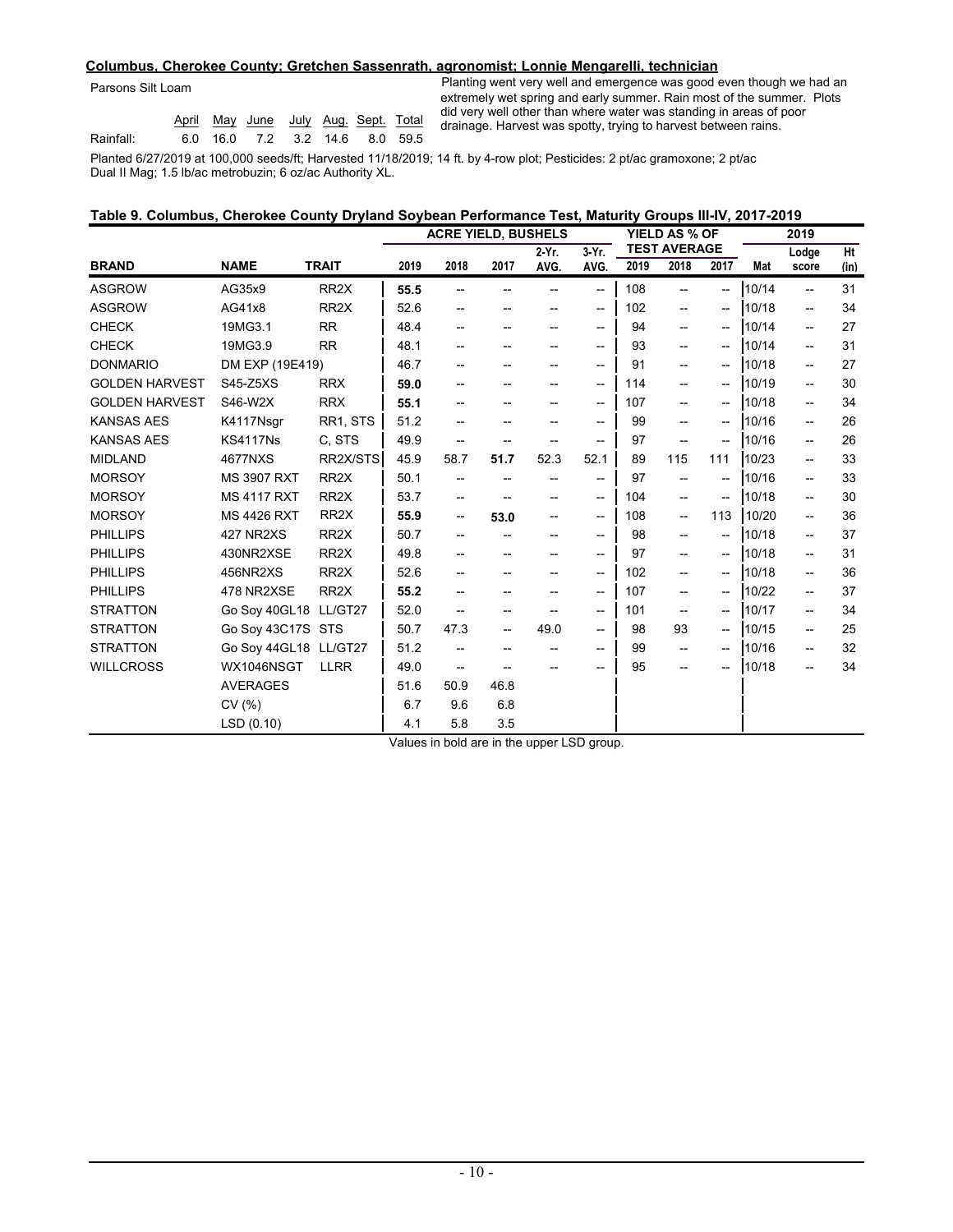**Columbus, Cherokee County; Gretchen Sassenrath, agronomist; Lonnie Mengarelli, technician**

Parsons Silt Loam

| | April | May | June | July | Aug. | Sept. | Total |
|---|---|---|---|---|---|---|---|
| Rainfall: | 6.0 | 16.0 | 7.2 | 3.2 | 14.6 | 8.0 | 59.5 |

Planting went very well and emergence was good even though we had an extremely wet spring and early summer. Rain most of the summer. Plots did very well other than where water was standing in areas of poor drainage. Harvest was spotty, trying to harvest between rains.

Planted 6/27/2019 at 100,000 seeds/ft; Harvested 11/18/2019; 14 ft. by 4-row plot; Pesticides: 2 pt/ac gramoxone; 2 pt/ac Dual II Mag; 1.5 lb/ac metrobuzin; 6 oz/ac Authority XL.

**Table 9. Columbus, Cherokee County Dryland Soybean Performance Test, Maturity Groups III-IV, 2017-2019**

| | | | ACRE YIELD, BUSHELS | | | | | YIELD AS % OF TEST AVERAGE | | | 2019 | | |
|---|---|---|---|---|---|---|---|---|---|---|---|---|---|
| **BRAND** | **NAME** | **TRAIT** | **2019** | **2018** | **2017** | **2-Yr. AVG.** | **3-Yr. AVG.** | **2019** | **2018** | **2017** | **Mat** | **Lodge score** | **Ht (in)** |
| ASGROW | AG35x9 | RR2X | **55.5** | -- | -- | -- | -- | 108 | -- | -- | 10/14 | -- | 31 |
| ASGROW | AG41x8 | RR2X | 52.6 | -- | -- | -- | -- | 102 | -- | -- | 10/18 | -- | 34 |
| CHECK | 19MG3.1 | RR | 48.4 | -- | -- | -- | -- | 94 | -- | -- | 10/14 | -- | 27 |
| CHECK | 19MG3.9 | RR | 48.1 | -- | -- | -- | -- | 93 | -- | -- | 10/14 | -- | 31 |
| DONMARIO | DM EXP (19E419) | | 46.7 | -- | -- | -- | -- | 91 | -- | -- | 10/18 | -- | 27 |
| GOLDEN HARVEST | S45-Z5XS | RRX | **59.0** | -- | -- | -- | -- | 114 | -- | -- | 10/19 | -- | 30 |
| GOLDEN HARVEST | S46-W2X | RRX | **55.1** | -- | -- | -- | -- | 107 | -- | -- | 10/18 | -- | 34 |
| KANSAS AES | K4117Nsgr | RR1, STS | 51.2 | -- | -- | -- | -- | 99 | -- | -- | 10/16 | -- | 26 |
| KANSAS AES | KS4117Ns | C, STS | 49.9 | -- | -- | -- | -- | 97 | -- | -- | 10/16 | -- | 26 |
| MIDLAND | 4677NXS | RR2X/STS | 45.9 | 58.7 | **51.7** | 52.3 | 52.1 | 89 | 115 | 111 | 10/23 | -- | 33 |
| MORSOY | MS 3907 RXT | RR2X | 50.1 | -- | -- | -- | -- | 97 | -- | -- | 10/16 | -- | 33 |
| MORSOY | MS 4117 RXT | RR2X | 53.7 | -- | -- | -- | -- | 104 | -- | -- | 10/18 | -- | 30 |
| MORSOY | MS 4426 RXT | RR2X | **55.9** | -- | **53.0** | -- | -- | 108 | -- | 113 | 10/20 | -- | 36 |
| PHILLIPS | 427 NR2XS | RR2X | 50.7 | -- | -- | -- | -- | 98 | -- | -- | 10/18 | -- | 37 |
| PHILLIPS | 430NR2XSE | RR2X | 49.8 | -- | -- | -- | -- | 97 | -- | -- | 10/18 | -- | 31 |
| PHILLIPS | 456NR2XS | RR2X | 52.6 | -- | -- | -- | -- | 102 | -- | -- | 10/18 | -- | 36 |
| PHILLIPS | 478 NR2XSE | RR2X | **55.2** | -- | -- | -- | -- | 107 | -- | -- | 10/22 | -- | 37 |
| STRATTON | Go Soy 40GL18 | LL/GT27 | 52.0 | -- | -- | -- | -- | 101 | -- | -- | 10/17 | -- | 34 |
| STRATTON | Go Soy 43C17S | STS | 50.7 | 47.3 | -- | 49.0 | -- | 98 | 93 | -- | 10/15 | -- | 25 |
| STRATTON | Go Soy 44GL18 | LL/GT27 | 51.2 | -- | -- | -- | -- | 99 | -- | -- | 10/16 | -- | 32 |
| WILLCROSS | WX1046NSGT | LLRR | 49.0 | -- | -- | -- | -- | 95 | -- | -- | 10/18 | -- | 34 |
| | AVERAGES | | 51.6 | 50.9 | 46.8 | | | | | | | | |
| | CV (%) | | 6.7 | 9.6 | 6.8 | | | | | | | | |
| | LSD (0.10) | | 4.1 | 5.8 | 3.5 | | | | | | | | |

Values in bold are in the upper LSD group.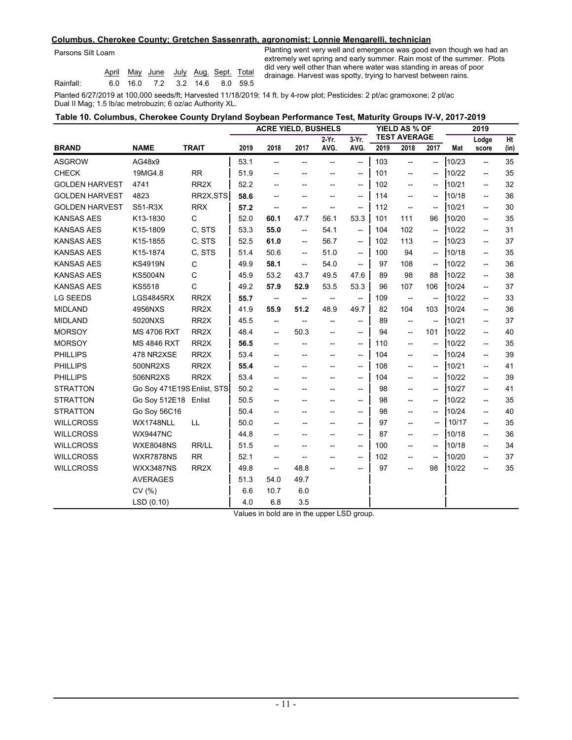**Columbus, Cherokee County; Gretchen Sassenrath, agronomist; Lonnie Mengarelli, technician**

Parsons Silt Loam

| | April | May | June | July | Aug. | Sept. | Total |
|---|---|---|---|---|---|---|---|
| Rainfall: | 6.0 | 16.0 | 7.2 | 3.2 | 14.6 | 8.0 | 59.5 |

Planting went very well and emergence was good even though we had an extremely wet spring and early summer. Rain most of the summer. Plots did very well other than where water was standing in areas of poor drainage. Harvest was spotty, trying to harvest between rains.

Planted 6/27/2019 at 100,000 seeds/ft; Harvested 11/18/2019; 14 ft. by 4-row plot; Pesticides: 2 pt/ac gramoxone; 2 pt/ac Dual II Mag; 1.5 lb/ac metrobuzin; 6 oz/ac Authority XL.

**Table 10. Columbus, Cherokee County Dryland Soybean Performance Test, Maturity Groups IV-V, 2017-2019**

| | | | ACRE YIELD, BUSHELS | | | | | YIELD AS % OF TEST AVERAGE | | | 2019 | | |
|---|---|---|---|---|---|---|---|---|---|---|---|---|---|
| **BRAND** | **NAME** | **TRAIT** | 2019 | 2018 | 2017 | 2-Yr. AVG. | 3-Yr. AVG. | 2019 | 2018 | 2017 | Mat | Lodge score | Ht (in) |
| ASGROW | AG48x9 | | 53.1 | -- | -- | -- | -- | 103 | -- | -- | 10/23 | -- | 35 |
| CHECK | 19MG4.8 | RR | 51.9 | -- | -- | -- | -- | 101 | -- | -- | 10/22 | -- | 35 |
| GOLDEN HARVEST | 4741 | RR2X | 52.2 | -- | -- | -- | -- | 102 | -- | -- | 10/21 | -- | 32 |
| GOLDEN HARVEST | 4823 | RR2X,STS | **58.6** | -- | -- | -- | -- | 114 | -- | -- | 10/18 | -- | 36 |
| GOLDEN HARVEST | S51-R3X | RRX | **57.2** | -- | -- | -- | -- | 112 | -- | -- | 10/21 | -- | 30 |
| KANSAS AES | K13-1830 | C | 52.0 | **60.1** | 47.7 | 56.1 | 53.3 | 101 | 111 | 96 | 10/20 | -- | 35 |
| KANSAS AES | K15-1809 | C, STS | 53.3 | **55.0** | -- | 54.1 | -- | 104 | 102 | -- | 10/22 | -- | 31 |
| KANSAS AES | K15-1855 | C, STS | 52.5 | **61.0** | -- | 56.7 | -- | 102 | 113 | -- | 10/23 | -- | 37 |
| KANSAS AES | K15-1874 | C, STS | 51.4 | 50.6 | -- | 51.0 | -- | 100 | 94 | -- | 10/18 | -- | 35 |
| KANSAS AES | KS4919N | C | 49.9 | **58.1** | -- | 54.0 | -- | 97 | 108 | -- | 10/22 | -- | 36 |
| KANSAS AES | KS5004N | C | 45.9 | 53.2 | 43.7 | 49.5 | 47.6 | 89 | 98 | 88 | 10/22 | -- | 38 |
| KANSAS AES | KS5518 | C | 49.2 | **57.9** | **52.9** | 53.5 | 53.3 | 96 | 107 | 106 | 10/24 | -- | 37 |
| LG SEEDS | LGS4845RX | RR2X | **55.7** | -- | -- | -- | -- | 109 | -- | -- | 10/22 | -- | 33 |
| MIDLAND | 4956NXS | RR2X | 41.9 | **55.9** | **51.2** | 48.9 | 49.7 | 82 | 104 | 103 | 10/24 | -- | 36 |
| MIDLAND | 5020NXS | RR2X | 45.5 | -- | -- | -- | -- | 89 | -- | -- | 10/21 | -- | 37 |
| MORSOY | MS 4706 RXT | RR2X | 48.4 | -- | 50.3 | -- | -- | 94 | -- | 101 | 10/22 | -- | 40 |
| MORSOY | MS 4846 RXT | RR2X | **56.5** | -- | -- | -- | -- | 110 | -- | -- | 10/22 | -- | 35 |
| PHILLIPS | 478 NR2XSE | RR2X | 53.4 | -- | -- | -- | -- | 104 | -- | -- | 10/24 | -- | 39 |
| PHILLIPS | 500NR2XS | RR2X | **55.4** | -- | -- | -- | -- | 108 | -- | -- | 10/21 | -- | 41 |
| PHILLIPS | 506NR2XS | RR2X | 53.4 | -- | -- | -- | -- | 104 | -- | -- | 10/22 | -- | 39 |
| STRATTON | Go Soy 471E19S | Enlist, STS | 50.2 | -- | -- | -- | -- | 98 | -- | -- | 10/27 | -- | 41 |
| STRATTON | Go Soy 512E18 | Enlist | 50.5 | -- | -- | -- | -- | 98 | -- | -- | 10/22 | -- | 35 |
| STRATTON | Go Soy 56C16 | | 50.4 | -- | -- | -- | -- | 98 | -- | -- | 10/24 | -- | 40 |
| WILLCROSS | WX1748NLL | LL | 50.0 | -- | -- | -- | -- | 97 | -- | -- | 10/17 | -- | 35 |
| WILLCROSS | WX9447NC | | 44.8 | -- | -- | -- | -- | 87 | -- | -- | 10/18 | -- | 36 |
| WILLCROSS | WXE8048NS | RR/LL | 51.5 | -- | -- | -- | -- | 100 | -- | -- | 10/18 | -- | 34 |
| WILLCROSS | WXR7878NS | RR | 52.1 | -- | -- | -- | -- | 102 | -- | -- | 10/20 | -- | 37 |
| WILLCROSS | WXX3487NS | RR2X | 49.8 | -- | 48.8 | -- | -- | 97 | -- | 98 | 10/22 | -- | 35 |
| | AVERAGES | | 51.3 | 54.0 | 49.7 | | | | | | | | |
| | CV (%) | | 6.6 | 10.7 | 6.0 | | | | | | | | |
| | LSD (0.10) | | 4.0 | 6.8 | 3.5 | | | | | | | | |

Values in bold are in the upper LSD group.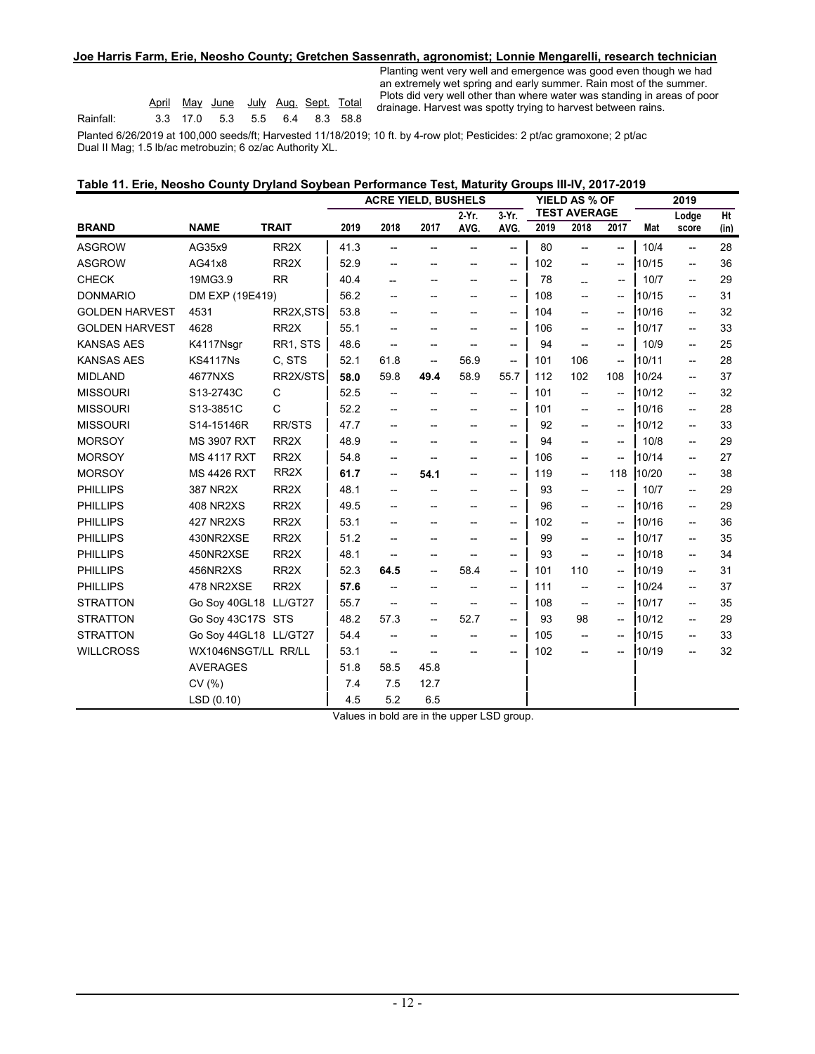**Joe Harris Farm, Erie, Neosho County; Gretchen Sassenrath, agronomist; Lonnie Mengarelli, research technician**

| | April | May | June | July | Aug. | Sept. | Total |
|---|---|---|---|---|---|---|---|
| Rainfall: | 3.3 | 17.0 | 5.3 | 5.5 | 6.4 | 8.3 | 58.8 |

Planting went very well and emergence was good even though we had an extremely wet spring and early summer. Rain most of the summer. Plots did very well other than where water was standing in areas of poor drainage. Harvest was spotty trying to harvest between rains.

Planted 6/26/2019 at 100,000 seeds/ft; Harvested 11/18/2019; 10 ft. by 4-row plot; Pesticides: 2 pt/ac gramoxone; 2 pt/ac Dual II Mag; 1.5 lb/ac metrobuzin; 6 oz/ac Authority XL.

**Table 11. Erie, Neosho County Dryland Soybean Performance Test, Maturity Groups III-IV, 2017-2019**

| | | | ACRE YIELD, BUSHELS | | | | | YIELD AS % OF TEST AVERAGE | | | 2019 | | |
|---|---|---|---|---|---|---|---|---|---|---|---|---|---|
| BRAND | NAME | TRAIT | 2019 | 2018 | 2017 | 2-Yr. AVG. | 3-Yr. AVG. | 2019 | 2018 | 2017 | Mat | Lodge score | Ht (in) |
| ASGROW | AG35x9 | RR2X | 41.3 | -- | -- | -- | -- | 80 | -- | -- | 10/4 | -- | 28 |
| ASGROW | AG41x8 | RR2X | 52.9 | -- | -- | -- | -- | 102 | -- | -- | 10/15 | -- | 36 |
| CHECK | 19MG3.9 | RR | 40.4 | -- | -- | -- | -- | 78 | -- | -- | 10/7 | -- | 29 |
| DONMARIO | DM EXP (19E419) | | 56.2 | -- | -- | -- | -- | 108 | -- | -- | 10/15 | -- | 31 |
| GOLDEN HARVEST | 4531 | RR2X,STS | 53.8 | -- | -- | -- | -- | 104 | -- | -- | 10/16 | -- | 32 |
| GOLDEN HARVEST | 4628 | RR2X | 55.1 | -- | -- | -- | -- | 106 | -- | -- | 10/17 | -- | 33 |
| KANSAS AES | K4117Nsgr | RR1, STS | 48.6 | -- | -- | -- | -- | 94 | -- | -- | 10/9 | -- | 25 |
| KANSAS AES | KS4117Ns | C, STS | 52.1 | 61.8 | -- | 56.9 | -- | 101 | 106 | -- | 10/11 | -- | 28 |
| MIDLAND | 4677NXS | RR2X/STS | **58.0** | 59.8 | **49.4** | 58.9 | 55.7 | 112 | 102 | 108 | 10/24 | -- | 37 |
| MISSOURI | S13-2743C | C | 52.5 | -- | -- | -- | -- | 101 | -- | -- | 10/12 | -- | 32 |
| MISSOURI | S13-3851C | C | 52.2 | -- | -- | -- | -- | 101 | -- | -- | 10/16 | -- | 28 |
| MISSOURI | S14-15146R | RR/STS | 47.7 | -- | -- | -- | -- | 92 | -- | -- | 10/12 | -- | 33 |
| MORSOY | MS 3907 RXT | RR2X | 48.9 | -- | -- | -- | -- | 94 | -- | -- | 10/8 | -- | 29 |
| MORSOY | MS 4117 RXT | RR2X | 54.8 | -- | -- | -- | -- | 106 | -- | -- | 10/14 | -- | 27 |
| MORSOY | MS 4426 RXT | RR2X | **61.7** | -- | **54.1** | -- | -- | 119 | -- | 118 | 10/20 | -- | 38 |
| PHILLIPS | 387 NR2X | RR2X | 48.1 | -- | -- | -- | -- | 93 | -- | -- | 10/7 | -- | 29 |
| PHILLIPS | 408 NR2XS | RR2X | 49.5 | -- | -- | -- | -- | 96 | -- | -- | 10/16 | -- | 29 |
| PHILLIPS | 427 NR2XS | RR2X | 53.1 | -- | -- | -- | -- | 102 | -- | -- | 10/16 | -- | 36 |
| PHILLIPS | 430NR2XSE | RR2X | 51.2 | -- | -- | -- | -- | 99 | -- | -- | 10/17 | -- | 35 |
| PHILLIPS | 450NR2XSE | RR2X | 48.1 | -- | -- | -- | -- | 93 | -- | -- | 10/18 | -- | 34 |
| PHILLIPS | 456NR2XS | RR2X | 52.3 | **64.5** | -- | 58.4 | -- | 101 | 110 | -- | 10/19 | -- | 31 |
| PHILLIPS | 478 NR2XSE | RR2X | **57.6** | -- | -- | -- | -- | 111 | -- | -- | 10/24 | -- | 37 |
| STRATTON | Go Soy 40GL18 | LL/GT27 | 55.7 | -- | -- | -- | -- | 108 | -- | -- | 10/17 | -- | 35 |
| STRATTON | Go Soy 43C17S | STS | 48.2 | 57.3 | -- | 52.7 | -- | 93 | 98 | -- | 10/12 | -- | 29 |
| STRATTON | Go Soy 44GL18 | LL/GT27 | 54.4 | -- | -- | -- | -- | 105 | -- | -- | 10/15 | -- | 33 |
| WILLCROSS | WX1046NSGT/LL | RR/LL | 53.1 | -- | -- | -- | -- | 102 | -- | -- | 10/19 | -- | 32 |
| | AVERAGES | | 51.8 | 58.5 | 45.8 | | | | | | | | |
| | CV (%) | | 7.4 | 7.5 | 12.7 | | | | | | | | |
| | LSD (0.10) | | 4.5 | 5.2 | 6.5 | | | | | | | | |

Values in bold are in the upper LSD group.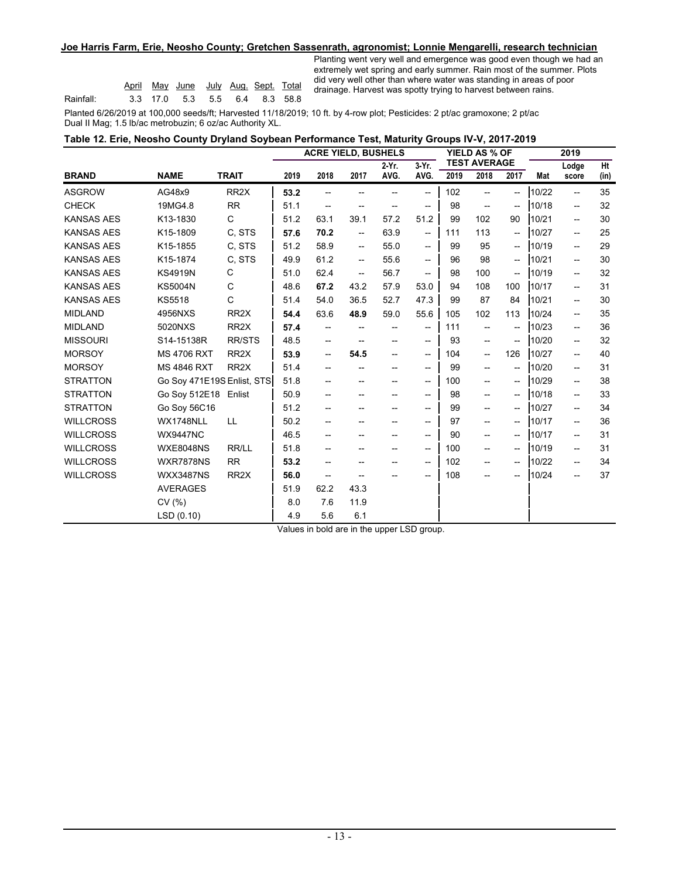**Joe Harris Farm, Erie, Neosho County; Gretchen Sassenrath, agronomist; Lonnie Mengarelli, research technician**

| | April | May | June | July | Aug. | Sept. | Total |
|---|---|---|---|---|---|---|---|
| Rainfall: | 3.3 | 17.0 | 5.3 | 5.5 | 6.4 | 8.3 | 58.8 |

Planting went very well and emergence was good even though we had an extremely wet spring and early summer. Rain most of the summer. Plots did very well other than where water was standing in areas of poor drainage. Harvest was spotty trying to harvest between rains.

Planted 6/26/2019 at 100,000 seeds/ft; Harvested 11/18/2019; 10 ft. by 4-row plot; Pesticides: 2 pt/ac gramoxone; 2 pt/ac Dual II Mag; 1.5 lb/ac metrobuzin; 6 oz/ac Authority XL.

**Table 12. Erie, Neosho County Dryland Soybean Performance Test, Maturity Groups IV-V, 2017-2019**

| | | | ACRE YIELD, BUSHELS | | | | | YIELD AS % OF TEST AVERAGE | | | 2019 | | |
|---|---|---|---|---|---|---|---|---|---|---|---|---|---|
| **BRAND** | **NAME** | **TRAIT** | **2019** | **2018** | **2017** | **2-Yr. AVG.** | **3-Yr. AVG.** | **2019** | **2018** | **2017** | **Mat** | **Lodge score** | **Ht (in)** |
| ASGROW | AG48x9 | RR2X | **53.2** | -- | -- | -- | -- | 102 | -- | -- | 10/22 | -- | 35 |
| CHECK | 19MG4.8 | RR | 51.1 | -- | -- | -- | -- | 98 | -- | -- | 10/18 | -- | 32 |
| KANSAS AES | K13-1830 | C | 51.2 | 63.1 | 39.1 | 57.2 | 51.2 | 99 | 102 | 90 | 10/21 | -- | 30 |
| KANSAS AES | K15-1809 | C, STS | **57.6** | **70.2** | -- | 63.9 | -- | 111 | 113 | -- | 10/27 | -- | 25 |
| KANSAS AES | K15-1855 | C, STS | 51.2 | 58.9 | -- | 55.0 | -- | 99 | 95 | -- | 10/19 | -- | 29 |
| KANSAS AES | K15-1874 | C, STS | 49.9 | 61.2 | -- | 55.6 | -- | 96 | 98 | -- | 10/21 | -- | 30 |
| KANSAS AES | KS4919N | C | 51.0 | 62.4 | -- | 56.7 | -- | 98 | 100 | -- | 10/19 | -- | 32 |
| KANSAS AES | KS5004N | C | 48.6 | **67.2** | 43.2 | 57.9 | 53.0 | 94 | 108 | 100 | 10/17 | -- | 31 |
| KANSAS AES | KS5518 | C | 51.4 | 54.0 | 36.5 | 52.7 | 47.3 | 99 | 87 | 84 | 10/21 | -- | 30 |
| MIDLAND | 4956NXS | RR2X | **54.4** | 63.6 | **48.9** | 59.0 | 55.6 | 105 | 102 | 113 | 10/24 | -- | 35 |
| MIDLAND | 5020NXS | RR2X | **57.4** | -- | -- | -- | -- | 111 | -- | -- | 10/23 | -- | 36 |
| MISSOURI | S14-15138R | RR/STS | 48.5 | -- | -- | -- | -- | 93 | -- | -- | 10/20 | -- | 32 |
| MORSOY | MS 4706 RXT | RR2X | **53.9** | -- | **54.5** | -- | -- | 104 | -- | 126 | 10/27 | -- | 40 |
| MORSOY | MS 4846 RXT | RR2X | 51.4 | -- | -- | -- | -- | 99 | -- | -- | 10/20 | -- | 31 |
| STRATTON | Go Soy 471E19S | Enlist, STS | 51.8 | -- | -- | -- | -- | 100 | -- | -- | 10/29 | -- | 38 |
| STRATTON | Go Soy 512E18 | Enlist | 50.9 | -- | -- | -- | -- | 98 | -- | -- | 10/18 | -- | 33 |
| STRATTON | Go Soy 56C16 | | 51.2 | -- | -- | -- | -- | 99 | -- | -- | 10/27 | -- | 34 |
| WILLCROSS | WX1748NLL | LL | 50.2 | -- | -- | -- | -- | 97 | -- | -- | 10/17 | -- | 36 |
| WILLCROSS | WX9447NC | | 46.5 | -- | -- | -- | -- | 90 | -- | -- | 10/17 | -- | 31 |
| WILLCROSS | WXE8048NS | RR/LL | 51.8 | -- | -- | -- | -- | 100 | -- | -- | 10/19 | -- | 31 |
| WILLCROSS | WXR7878NS | RR | **53.2** | -- | -- | -- | -- | 102 | -- | -- | 10/22 | -- | 34 |
| WILLCROSS | WXX3487NS | RR2X | **56.0** | -- | -- | -- | -- | 108 | -- | -- | 10/24 | -- | 37 |
| | AVERAGES | | 51.9 | 62.2 | 43.3 | | | | | | | | |
| | CV (%) | | 8.0 | 7.6 | 11.9 | | | | | | | | |
| | LSD (0.10) | | 4.9 | 5.6 | 6.1 | | | | | | | | |

Values in bold are in the upper LSD group.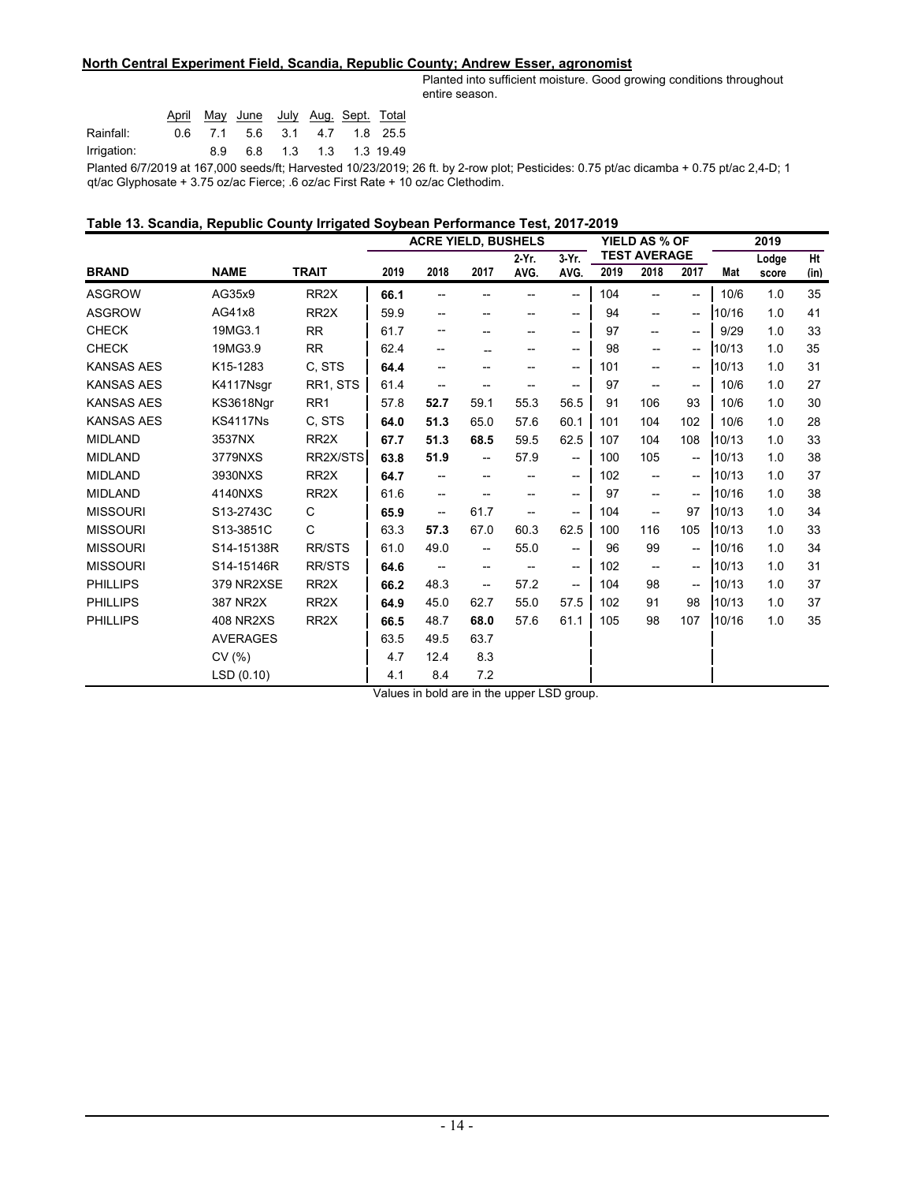**North Central Experiment Field, Scandia, Republic County; Andrew Esser, agronomist**

Planted into sufficient moisture. Good growing conditions throughout entire season.

| | April | May | June | July | Aug. | Sept. | Total |
|---|---|---|---|---|---|---|---|
| Rainfall: | 0.6 | 7.1 | 5.6 | 3.1 | 4.7 | 1.8 | 25.5 |
| Irrigation: | | 8.9 | 6.8 | 1.3 | 1.3 | 1.3 | 19.49 |

Planted 6/7/2019 at 167,000 seeds/ft; Harvested 10/23/2019; 26 ft. by 2-row plot; Pesticides: 0.75 pt/ac dicamba + 0.75 pt/ac 2,4-D; 1 qt/ac Glyphosate + 3.75 oz/ac Fierce; .6 oz/ac First Rate + 10 oz/ac Clethodim.

**Table 13. Scandia, Republic County Irrigated Soybean Performance Test, 2017-2019**

| | | | ACRE YIELD, BUSHELS | | | | | YIELD AS % OF TEST AVERAGE | | | 2019 | | |
|---|---|---|---|---|---|---|---|---|---|---|---|---|---|
| **BRAND** | **NAME** | **TRAIT** | 2019 | 2018 | 2017 | 2-Yr. AVG. | 3-Yr. AVG. | 2019 | 2018 | 2017 | Mat | Lodge score | Ht (in) |
| ASGROW | AG35x9 | RR2X | **66.1** | -- | -- | -- | -- | 104 | -- | -- | 10/6 | 1.0 | 35 |
| ASGROW | AG41x8 | RR2X | 59.9 | -- | -- | -- | -- | 94 | -- | -- | 10/16 | 1.0 | 41 |
| CHECK | 19MG3.1 | RR | 61.7 | -- | -- | -- | -- | 97 | -- | -- | 9/29 | 1.0 | 33 |
| CHECK | 19MG3.9 | RR | 62.4 | -- | -- | -- | -- | 98 | -- | -- | 10/13 | 1.0 | 35 |
| KANSAS AES | K15-1283 | C, STS | **64.4** | -- | -- | -- | -- | 101 | -- | -- | 10/13 | 1.0 | 31 |
| KANSAS AES | K4117Nsgr | RR1, STS | 61.4 | -- | -- | -- | -- | 97 | -- | -- | 10/6 | 1.0 | 27 |
| KANSAS AES | KS3618Ngr | RR1 | 57.8 | **52.7** | 59.1 | 55.3 | 56.5 | 91 | 106 | 93 | 10/6 | 1.0 | 30 |
| KANSAS AES | KS4117Ns | C, STS | **64.0** | **51.3** | 65.0 | 57.6 | 60.1 | 101 | 104 | 102 | 10/6 | 1.0 | 28 |
| MIDLAND | 3537NX | RR2X | **67.7** | **51.3** | **68.5** | 59.5 | 62.5 | 107 | 104 | 108 | 10/13 | 1.0 | 33 |
| MIDLAND | 3779NXS | RR2X/STS | **63.8** | **51.9** | -- | 57.9 | -- | 100 | 105 | -- | 10/13 | 1.0 | 38 |
| MIDLAND | 3930NXS | RR2X | **64.7** | -- | -- | -- | -- | 102 | -- | -- | 10/13 | 1.0 | 37 |
| MIDLAND | 4140NXS | RR2X | 61.6 | -- | -- | -- | -- | 97 | -- | -- | 10/16 | 1.0 | 38 |
| MISSOURI | S13-2743C | C | **65.9** | -- | 61.7 | -- | -- | 104 | -- | 97 | 10/13 | 1.0 | 34 |
| MISSOURI | S13-3851C | C | 63.3 | **57.3** | 67.0 | 60.3 | 62.5 | 100 | 116 | 105 | 10/13 | 1.0 | 33 |
| MISSOURI | S14-15138R | RR/STS | 61.0 | 49.0 | -- | 55.0 | -- | 96 | 99 | -- | 10/16 | 1.0 | 34 |
| MISSOURI | S14-15146R | RR/STS | **64.6** | -- | -- | -- | -- | 102 | -- | -- | 10/13 | 1.0 | 31 |
| PHILLIPS | 379 NR2XSE | RR2X | **66.2** | 48.3 | -- | 57.2 | -- | 104 | 98 | -- | 10/13 | 1.0 | 37 |
| PHILLIPS | 387 NR2X | RR2X | **64.9** | 45.0 | 62.7 | 55.0 | 57.5 | 102 | 91 | 98 | 10/13 | 1.0 | 37 |
| PHILLIPS | 408 NR2XS | RR2X | **66.5** | 48.7 | **68.0** | 57.6 | 61.1 | 105 | 98 | 107 | 10/16 | 1.0 | 35 |
| | AVERAGES | | 63.5 | 49.5 | 63.7 | | | | | | | | |
| | CV (%) | | 4.7 | 12.4 | 8.3 | | | | | | | | |
| | LSD (0.10) | | 4.1 | 8.4 | 7.2 | | | | | | | | |

Values in bold are in the upper LSD group.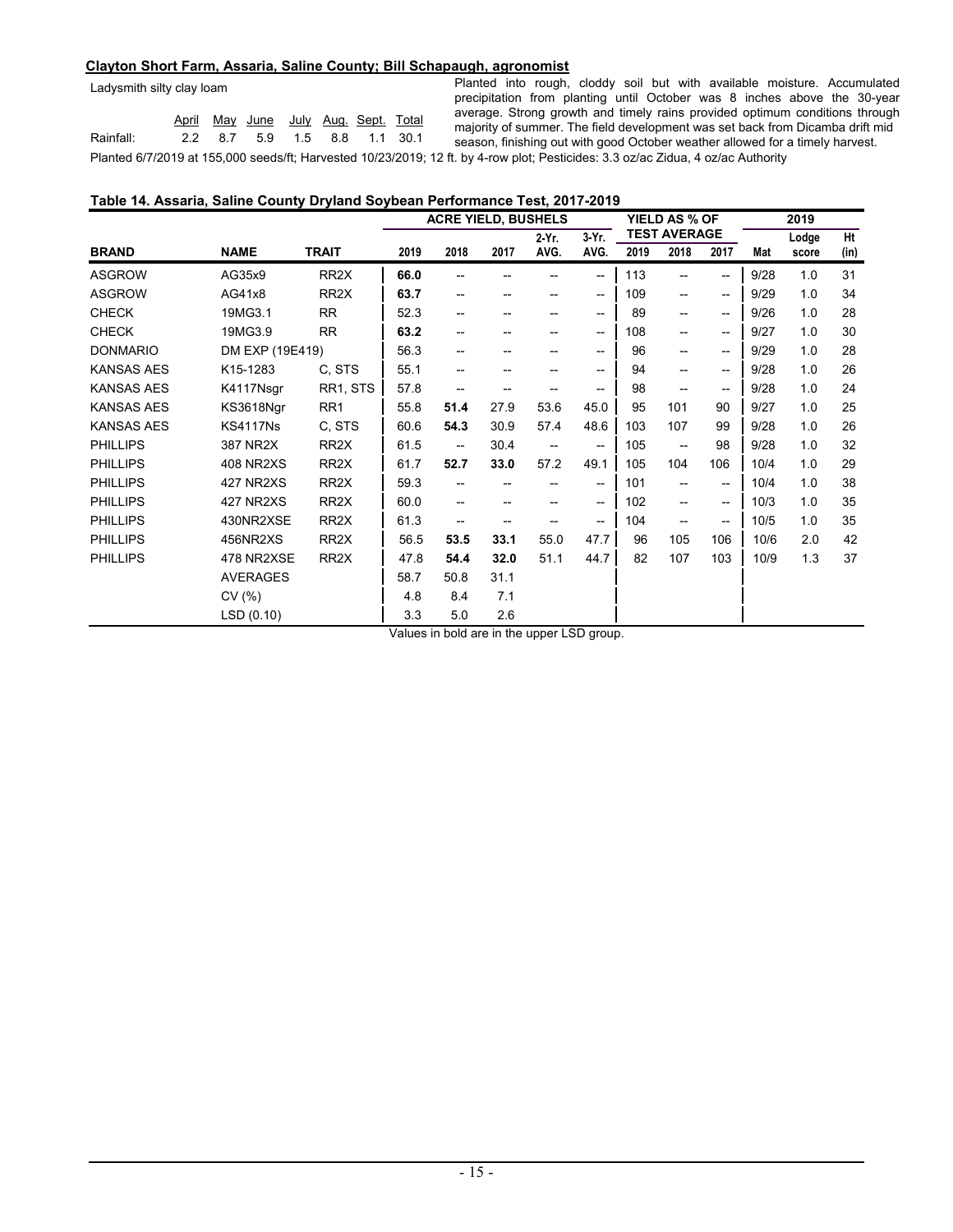**Clayton Short Farm, Assaria, Saline County; Bill Schapaugh, agronomist**

Ladysmith silty clay loam

| | April | May | June | July | Aug. | Sept. | Total |
|---|---|---|---|---|---|---|---|
| Rainfall: | 2.2 | 8.7 | 5.9 | 1.5 | 8.8 | 1.1 | 30.1 |

Planted into rough, cloddy soil but with available moisture. Accumulated precipitation from planting until October was 8 inches above the 30-year average. Strong growth and timely rains provided optimum conditions through majority of summer. The field development was set back from Dicamba drift mid season, finishing out with good October weather allowed for a timely harvest.

Planted 6/7/2019 at 155,000 seeds/ft; Harvested 10/23/2019; 12 ft. by 4-row plot; Pesticides: 3.3 oz/ac Zidua, 4 oz/ac Authority

**Table 14. Assaria, Saline County Dryland Soybean Performance Test, 2017-2019**

| | | | ACRE YIELD, BUSHELS | | | | | YIELD AS % OF TEST AVERAGE | | | 2019 | | |
|---|---|---|---|---|---|---|---|---|---|---|---|---|---|
| **BRAND** | **NAME** | **TRAIT** | 2019 | 2018 | 2017 | 2-Yr. AVG. | 3-Yr. AVG. | 2019 | 2018 | 2017 | Mat | Lodge score | Ht (in) |
| ASGROW | AG35x9 | RR2X | **66.0** | -- | -- | -- | -- | 113 | -- | -- | 9/28 | 1.0 | 31 |
| ASGROW | AG41x8 | RR2X | **63.7** | -- | -- | -- | -- | 109 | -- | -- | 9/29 | 1.0 | 34 |
| CHECK | 19MG3.1 | RR | 52.3 | -- | -- | -- | -- | 89 | -- | -- | 9/26 | 1.0 | 28 |
| CHECK | 19MG3.9 | RR | **63.2** | -- | -- | -- | -- | 108 | -- | -- | 9/27 | 1.0 | 30 |
| DONMARIO | DM EXP (19E419) | | 56.3 | -- | -- | -- | -- | 96 | -- | -- | 9/29 | 1.0 | 28 |
| KANSAS AES | K15-1283 | C, STS | 55.1 | -- | -- | -- | -- | 94 | -- | -- | 9/28 | 1.0 | 26 |
| KANSAS AES | K4117Nsgr | RR1, STS | 57.8 | -- | -- | -- | -- | 98 | -- | -- | 9/28 | 1.0 | 24 |
| KANSAS AES | KS3618Ngr | RR1 | 55.8 | **51.4** | 27.9 | 53.6 | 45.0 | 95 | 101 | 90 | 9/27 | 1.0 | 25 |
| KANSAS AES | KS4117Ns | C, STS | 60.6 | **54.3** | 30.9 | 57.4 | 48.6 | 103 | 107 | 99 | 9/28 | 1.0 | 26 |
| PHILLIPS | 387 NR2X | RR2X | 61.5 | -- | 30.4 | -- | -- | 105 | -- | 98 | 9/28 | 1.0 | 32 |
| PHILLIPS | 408 NR2XS | RR2X | 61.7 | **52.7** | **33.0** | 57.2 | 49.1 | 105 | 104 | 106 | 10/4 | 1.0 | 29 |
| PHILLIPS | 427 NR2XS | RR2X | 59.3 | -- | -- | -- | -- | 101 | -- | -- | 10/4 | 1.0 | 38 |
| PHILLIPS | 427 NR2XS | RR2X | 60.0 | -- | -- | -- | -- | 102 | -- | -- | 10/3 | 1.0 | 35 |
| PHILLIPS | 430NR2XSE | RR2X | 61.3 | -- | -- | -- | -- | 104 | -- | -- | 10/5 | 1.0 | 35 |
| PHILLIPS | 456NR2XS | RR2X | 56.5 | **53.5** | **33.1** | 55.0 | 47.7 | 96 | 105 | 106 | 10/6 | 2.0 | 42 |
| PHILLIPS | 478 NR2XSE | RR2X | 47.8 | **54.4** | **32.0** | 51.1 | 44.7 | 82 | 107 | 103 | 10/9 | 1.3 | 37 |
| | AVERAGES | | 58.7 | 50.8 | 31.1 | | | | | | | | |
| | CV (%) | | 4.8 | 8.4 | 7.1 | | | | | | | | |
| | LSD (0.10) | | 3.3 | 5.0 | 2.6 | | | | | | | | |

Values in bold are in the upper LSD group.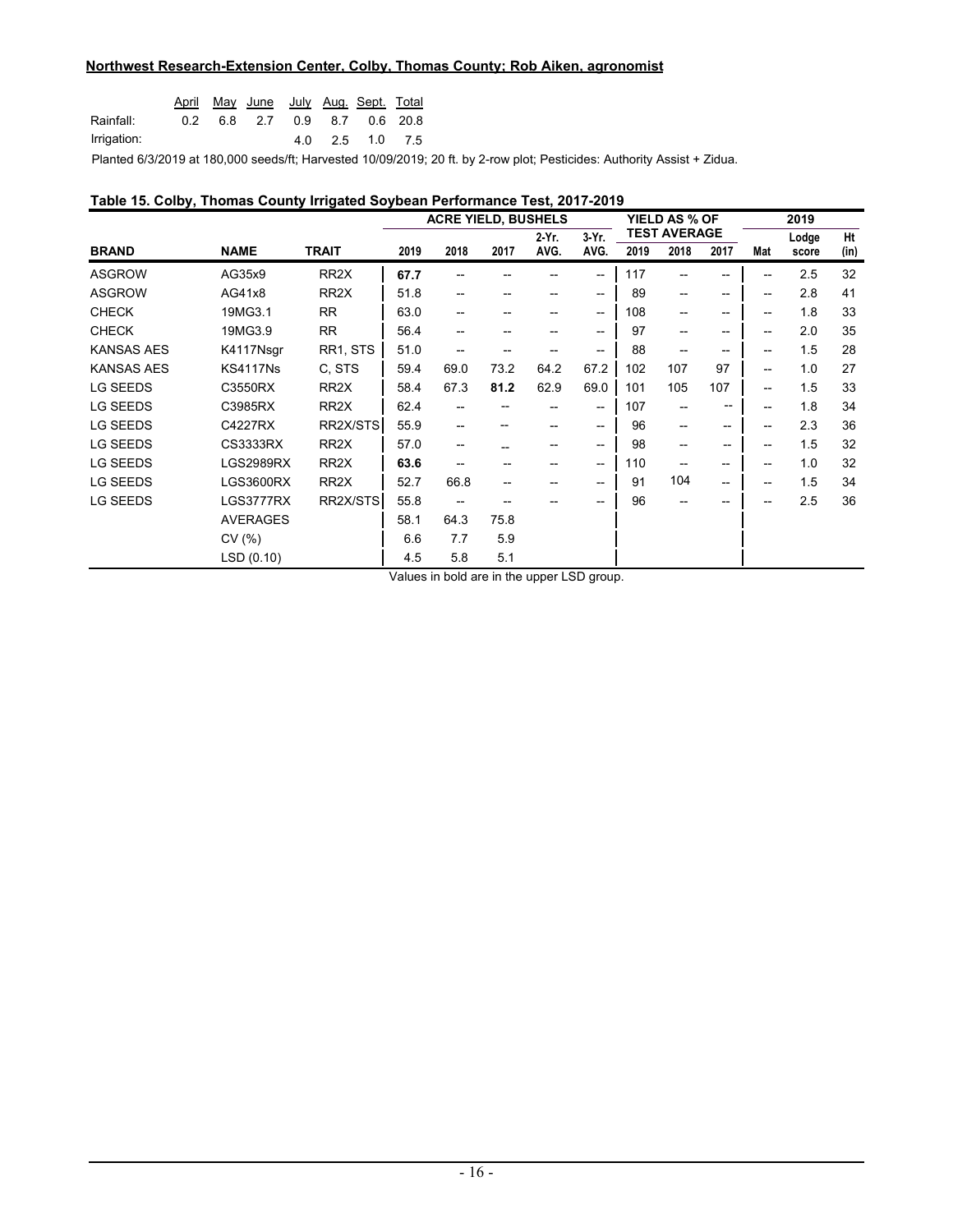**Northwest Research-Extension Center, Colby, Thomas County; Rob Aiken, agronomist**

| | April | May | June | July | Aug. | Sept. | Total |
|---|---|---|---|---|---|---|---|
| Rainfall: | 0.2 | 6.8 | 2.7 | 0.9 | 8.7 | 0.6 | 20.8 |
| Irrigation: | | | | 4.0 | 2.5 | 1.0 | 7.5 |

Planted 6/3/2019 at 180,000 seeds/ft; Harvested 10/09/2019; 20 ft. by 2-row plot; Pesticides: Authority Assist + Zidua.

**Table 15. Colby, Thomas County Irrigated Soybean Performance Test, 2017-2019**

| | | | ACRE YIELD, BUSHELS | | | | | YIELD AS % OF TEST AVERAGE | | | 2019 | | |
|---|---|---|---|---|---|---|---|---|---|---|---|---|---|
| **BRAND** | **NAME** | **TRAIT** | 2019 | 2018 | 2017 | 2-Yr. AVG. | 3-Yr. AVG. | 2019 | 2018 | 2017 | Mat | Lodge score | Ht (in) |
| ASGROW | AG35x9 | RR2X | **67.7** | -- | -- | -- | -- | 117 | -- | -- | -- | 2.5 | 32 |
| ASGROW | AG41x8 | RR2X | 51.8 | -- | -- | -- | -- | 89 | -- | -- | -- | 2.8 | 41 |
| CHECK | 19MG3.1 | RR | 63.0 | -- | -- | -- | -- | 108 | -- | -- | -- | 1.8 | 33 |
| CHECK | 19MG3.9 | RR | 56.4 | -- | -- | -- | -- | 97 | -- | -- | -- | 2.0 | 35 |
| KANSAS AES | K4117Nsgr | RR1, STS | 51.0 | -- | -- | -- | -- | 88 | -- | -- | -- | 1.5 | 28 |
| KANSAS AES | KS4117Ns | C, STS | 59.4 | 69.0 | 73.2 | 64.2 | 67.2 | 102 | 107 | 97 | -- | 1.0 | 27 |
| LG SEEDS | C3550RX | RR2X | 58.4 | 67.3 | **81.2** | 62.9 | 69.0 | 101 | 105 | 107 | -- | 1.5 | 33 |
| LG SEEDS | C3985RX | RR2X | 62.4 | -- | -- | -- | -- | 107 | -- | -- | -- | 1.8 | 34 |
| LG SEEDS | C4227RX | RR2X/STS | 55.9 | -- | -- | -- | -- | 96 | -- | -- | -- | 2.3 | 36 |
| LG SEEDS | CS3333RX | RR2X | 57.0 | -- | -- | -- | -- | 98 | -- | -- | -- | 1.5 | 32 |
| LG SEEDS | LGS2989RX | RR2X | **63.6** | -- | -- | -- | -- | 110 | -- | -- | -- | 1.0 | 32 |
| LG SEEDS | LGS3600RX | RR2X | 52.7 | 66.8 | -- | -- | -- | 91 | 104 | -- | -- | 1.5 | 34 |
| LG SEEDS | LGS3777RX | RR2X/STS | 55.8 | -- | -- | -- | -- | 96 | -- | -- | -- | 2.5 | 36 |
| | AVERAGES | | 58.1 | 64.3 | 75.8 | | | | | | | | |
| | CV (%) | | 6.6 | 7.7 | 5.9 | | | | | | | | |
| | LSD (0.10) | | 4.5 | 5.8 | 5.1 | | | | | | | | |

Values in bold are in the upper LSD group.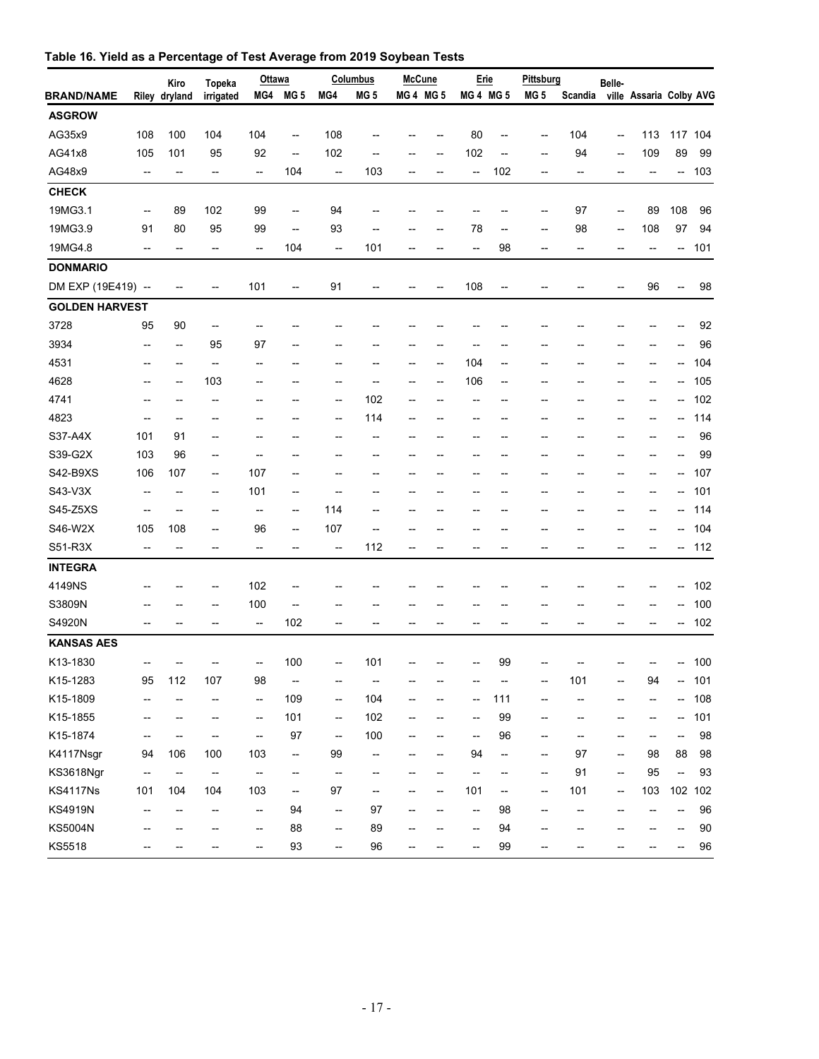## Table 16. Yield as a Percentage of Test Average from 2019 Soybean Tests

| BRAND/NAME | Riley | Kiro dryland | Topeka irrigated | Ottawa MG4 | Ottawa MG 5 | Columbus MG4 | Columbus MG 5 | McCune MG 4 | McCune MG 5 | Erie MG 4 | Erie MG 5 | Pittsburg MG 5 | Scandia | Belleville | Assaria | Colby | AVG |
|---|---|---|---|---|---|---|---|---|---|---|---|---|---|---|---|---|---|
| **ASGROW** | | | | | | | | | | | | | | | | | |
| AG35x9 | 108 | 100 | 104 | 104 | -- | 108 | -- | -- | -- | 80 | -- | -- | 104 | -- | 113 | 117 | 104 |
| AG41x8 | 105 | 101 | 95 | 92 | -- | 102 | -- | -- | -- | 102 | -- | -- | 94 | -- | 109 | 89 | 99 |
| AG48x9 | -- | -- | -- | -- | 104 | -- | 103 | -- | -- | -- | 102 | -- | -- | -- | -- | -- | 103 |
| **CHECK** | | | | | | | | | | | | | | | | | |
| 19MG3.1 | -- | 89 | 102 | 99 | -- | 94 | -- | -- | -- | -- | -- | -- | 97 | -- | 89 | 108 | 96 |
| 19MG3.9 | 91 | 80 | 95 | 99 | -- | 93 | -- | -- | -- | 78 | -- | -- | 98 | -- | 108 | 97 | 94 |
| 19MG4.8 | -- | -- | -- | -- | 104 | -- | 101 | -- | -- | -- | 98 | -- | -- | -- | -- | -- | 101 |
| **DONMARIO** | | | | | | | | | | | | | | | | | |
| DM EXP (19E419) | -- | -- | -- | 101 | -- | 91 | -- | -- | -- | 108 | -- | -- | -- | -- | 96 | -- | 98 |
| **GOLDEN HARVEST** | | | | | | | | | | | | | | | | | |
| 3728 | 95 | 90 | -- | -- | -- | -- | -- | -- | -- | -- | -- | -- | -- | -- | -- | -- | 92 |
| 3934 | -- | -- | 95 | 97 | -- | -- | -- | -- | -- | -- | -- | -- | -- | -- | -- | -- | 96 |
| 4531 | -- | -- | -- | -- | -- | -- | -- | -- | -- | 104 | -- | -- | -- | -- | -- | -- | 104 |
| 4628 | -- | -- | 103 | -- | -- | -- | -- | -- | -- | 106 | -- | -- | -- | -- | -- | -- | 105 |
| 4741 | -- | -- | -- | -- | -- | -- | 102 | -- | -- | -- | -- | -- | -- | -- | -- | -- | 102 |
| 4823 | -- | -- | -- | -- | -- | -- | 114 | -- | -- | -- | -- | -- | -- | -- | -- | -- | 114 |
| S37-A4X | 101 | 91 | -- | -- | -- | -- | -- | -- | -- | -- | -- | -- | -- | -- | -- | -- | 96 |
| S39-G2X | 103 | 96 | -- | -- | -- | -- | -- | -- | -- | -- | -- | -- | -- | -- | -- | -- | 99 |
| S42-B9XS | 106 | 107 | -- | 107 | -- | -- | -- | -- | -- | -- | -- | -- | -- | -- | -- | -- | 107 |
| S43-V3X | -- | -- | -- | 101 | -- | -- | -- | -- | -- | -- | -- | -- | -- | -- | -- | -- | 101 |
| S45-Z5XS | -- | -- | -- | -- | -- | 114 | -- | -- | -- | -- | -- | -- | -- | -- | -- | -- | 114 |
| S46-W2X | 105 | 108 | -- | 96 | -- | 107 | -- | -- | -- | -- | -- | -- | -- | -- | -- | -- | 104 |
| S51-R3X | -- | -- | -- | -- | -- | -- | 112 | -- | -- | -- | -- | -- | -- | -- | -- | -- | 112 |
| **INTEGRA** | | | | | | | | | | | | | | | | | |
| 4149NS | -- | -- | -- | 102 | -- | -- | -- | -- | -- | -- | -- | -- | -- | -- | -- | -- | 102 |
| S3809N | -- | -- | -- | 100 | -- | -- | -- | -- | -- | -- | -- | -- | -- | -- | -- | -- | 100 |
| S4920N | -- | -- | -- | -- | 102 | -- | -- | -- | -- | -- | -- | -- | -- | -- | -- | -- | 102 |
| **KANSAS AES** | | | | | | | | | | | | | | | | | |
| K13-1830 | -- | -- | -- | -- | 100 | -- | 101 | -- | -- | -- | 99 | -- | -- | -- | -- | -- | 100 |
| K15-1283 | 95 | 112 | 107 | 98 | -- | -- | -- | -- | -- | -- | -- | -- | 101 | -- | 94 | -- | 101 |
| K15-1809 | -- | -- | -- | -- | 109 | -- | 104 | -- | -- | -- | 111 | -- | -- | -- | -- | -- | 108 |
| K15-1855 | -- | -- | -- | -- | 101 | -- | 102 | -- | -- | -- | 99 | -- | -- | -- | -- | -- | 101 |
| K15-1874 | -- | -- | -- | -- | 97 | -- | 100 | -- | -- | -- | 96 | -- | -- | -- | -- | -- | 98 |
| K4117Nsgr | 94 | 106 | 100 | 103 | -- | 99 | -- | -- | -- | 94 | -- | -- | 97 | -- | 98 | 88 | 98 |
| KS3618Ngr | -- | -- | -- | -- | -- | -- | -- | -- | -- | -- | -- | -- | 91 | -- | 95 | -- | 93 |
| KS4117Ns | 101 | 104 | 104 | 103 | -- | 97 | -- | -- | -- | 101 | -- | -- | 101 | -- | 103 | 102 | 102 |
| KS4919N | -- | -- | -- | -- | 94 | -- | 97 | -- | -- | -- | 98 | -- | -- | -- | -- | -- | 96 |
| KS5004N | -- | -- | -- | -- | 88 | -- | 89 | -- | -- | -- | 94 | -- | -- | -- | -- | -- | 90 |
| KS5518 | -- | -- | -- | -- | 93 | -- | 96 | -- | -- | -- | 99 | -- | -- | -- | -- | -- | 96 |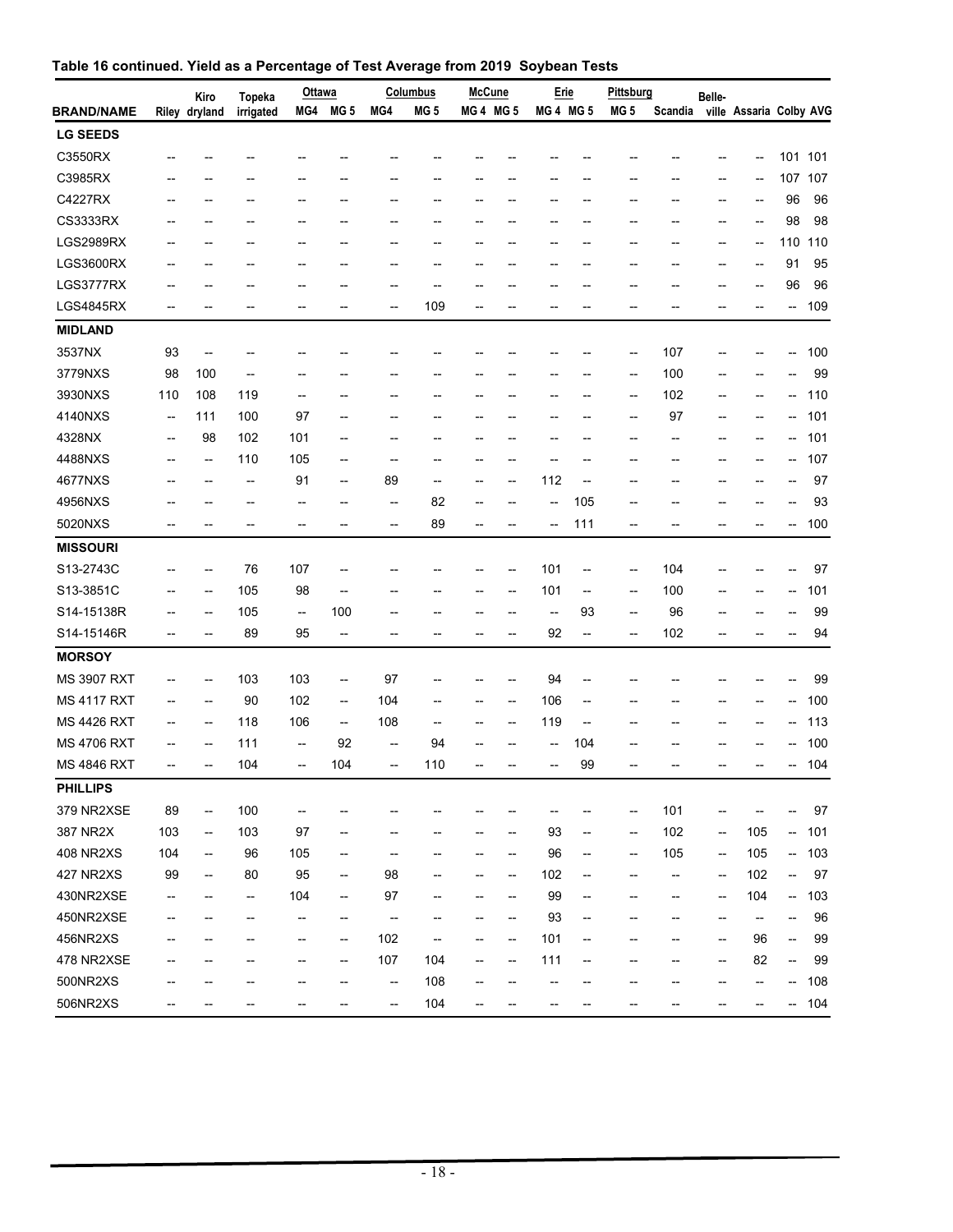**Table 16 continued. Yield as a Percentage of Test Average from 2019 Soybean Tests**

| BRAND/NAME | Riley | Kiro dryland | Topeka irrigated | Ottawa MG4 | Ottawa MG 5 | Columbus MG4 | Columbus MG 5 | McCune MG 4 | McCune MG 5 | Erie MG 4 | Erie MG 5 | Pittsburg MG 5 | Scandia | Belle-ville | Assaria | Colby | AVG |
|---|---|---|---|---|---|---|---|---|---|---|---|---|---|---|---|---|---|
| **LG SEEDS** | | | | | | | | | | | | | | | | | |
| C3550RX | -- | -- | -- | -- | -- | -- | -- | -- | -- | -- | -- | -- | -- | -- | -- | 101 | 101 |
| C3985RX | -- | -- | -- | -- | -- | -- | -- | -- | -- | -- | -- | -- | -- | -- | -- | 107 | 107 |
| C4227RX | -- | -- | -- | -- | -- | -- | -- | -- | -- | -- | -- | -- | -- | -- | -- | 96 | 96 |
| CS3333RX | -- | -- | -- | -- | -- | -- | -- | -- | -- | -- | -- | -- | -- | -- | -- | 98 | 98 |
| LGS2989RX | -- | -- | -- | -- | -- | -- | -- | -- | -- | -- | -- | -- | -- | -- | -- | 110 | 110 |
| LGS3600RX | -- | -- | -- | -- | -- | -- | -- | -- | -- | -- | -- | -- | -- | -- | -- | 91 | 95 |
| LGS3777RX | -- | -- | -- | -- | -- | -- | -- | -- | -- | -- | -- | -- | -- | -- | -- | 96 | 96 |
| LGS4845RX | -- | -- | -- | -- | -- | -- | 109 | -- | -- | -- | -- | -- | -- | -- | -- | -- | 109 |
| **MIDLAND** | | | | | | | | | | | | | | | | | |
| 3537NX | 93 | -- | -- | -- | -- | -- | -- | -- | -- | -- | -- | -- | 107 | -- | -- | -- | 100 |
| 3779NXS | 98 | 100 | -- | -- | -- | -- | -- | -- | -- | -- | -- | -- | 100 | -- | -- | -- | 99 |
| 3930NXS | 110 | 108 | 119 | -- | -- | -- | -- | -- | -- | -- | -- | -- | 102 | -- | -- | -- | 110 |
| 4140NXS | -- | 111 | 100 | 97 | -- | -- | -- | -- | -- | -- | -- | -- | 97 | -- | -- | -- | 101 |
| 4328NX | -- | 98 | 102 | 101 | -- | -- | -- | -- | -- | -- | -- | -- | -- | -- | -- | -- | 101 |
| 4488NXS | -- | -- | 110 | 105 | -- | -- | -- | -- | -- | -- | -- | -- | -- | -- | -- | -- | 107 |
| 4677NXS | -- | -- | -- | 91 | -- | 89 | -- | -- | -- | 112 | -- | -- | -- | -- | -- | -- | 97 |
| 4956NXS | -- | -- | -- | -- | -- | -- | 82 | -- | -- | -- | 105 | -- | -- | -- | -- | -- | 93 |
| 5020NXS | -- | -- | -- | -- | -- | -- | 89 | -- | -- | -- | 111 | -- | -- | -- | -- | -- | 100 |
| **MISSOURI** | | | | | | | | | | | | | | | | | |
| S13-2743C | -- | -- | 76 | 107 | -- | -- | -- | -- | -- | 101 | -- | -- | 104 | -- | -- | -- | 97 |
| S13-3851C | -- | -- | 105 | 98 | -- | -- | -- | -- | -- | 101 | -- | -- | 100 | -- | -- | -- | 101 |
| S14-15138R | -- | -- | 105 | -- | 100 | -- | -- | -- | -- | -- | 93 | -- | 96 | -- | -- | -- | 99 |
| S14-15146R | -- | -- | 89 | 95 | -- | -- | -- | -- | -- | 92 | -- | -- | 102 | -- | -- | -- | 94 |
| **MORSOY** | | | | | | | | | | | | | | | | | |
| MS 3907 RXT | -- | -- | 103 | 103 | -- | 97 | -- | -- | -- | 94 | -- | -- | -- | -- | -- | -- | 99 |
| MS 4117 RXT | -- | -- | 90 | 102 | -- | 104 | -- | -- | -- | 106 | -- | -- | -- | -- | -- | -- | 100 |
| MS 4426 RXT | -- | -- | 118 | 106 | -- | 108 | -- | -- | -- | 119 | -- | -- | -- | -- | -- | -- | 113 |
| MS 4706 RXT | -- | -- | 111 | -- | 92 | -- | 94 | -- | -- | -- | 104 | -- | -- | -- | -- | -- | 100 |
| MS 4846 RXT | -- | -- | 104 | -- | 104 | -- | 110 | -- | -- | -- | 99 | -- | -- | -- | -- | -- | 104 |
| **PHILLIPS** | | | | | | | | | | | | | | | | | |
| 379 NR2XSE | 89 | -- | 100 | -- | -- | -- | -- | -- | -- | -- | -- | -- | 101 | -- | -- | -- | 97 |
| 387 NR2X | 103 | -- | 103 | 97 | -- | -- | -- | -- | -- | 93 | -- | -- | 102 | -- | 105 | -- | 101 |
| 408 NR2XS | 104 | -- | 96 | 105 | -- | -- | -- | -- | -- | 96 | -- | -- | 105 | -- | 105 | -- | 103 |
| 427 NR2XS | 99 | -- | 80 | 95 | -- | 98 | -- | -- | -- | 102 | -- | -- | -- | -- | 102 | -- | 97 |
| 430NR2XSE | -- | -- | -- | 104 | -- | 97 | -- | -- | -- | 99 | -- | -- | -- | -- | 104 | -- | 103 |
| 450NR2XSE | -- | -- | -- | -- | -- | -- | -- | -- | -- | 93 | -- | -- | -- | -- | -- | -- | 96 |
| 456NR2XS | -- | -- | -- | -- | -- | 102 | -- | -- | -- | 101 | -- | -- | -- | -- | 96 | -- | 99 |
| 478 NR2XSE | -- | -- | -- | -- | -- | 107 | 104 | -- | -- | 111 | -- | -- | -- | -- | 82 | -- | 99 |
| 500NR2XS | -- | -- | -- | -- | -- | -- | 108 | -- | -- | -- | -- | -- | -- | -- | -- | -- | 108 |
| 506NR2XS | -- | -- | -- | -- | -- | -- | 104 | -- | -- | -- | -- | -- | -- | -- | -- | -- | 104 |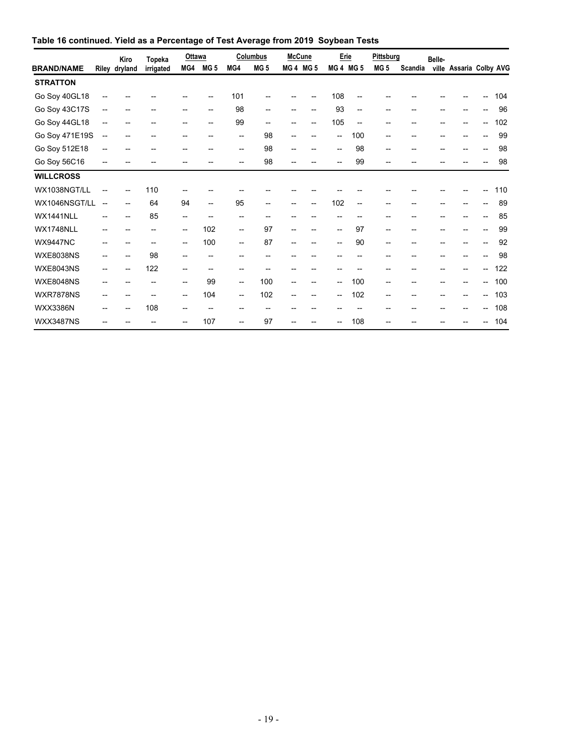**Table 16 continued. Yield as a Percentage of Test Average from 2019 Soybean Tests**

| BRAND/NAME | Riley | Kiro dryland | Topeka irrigated | Ottawa MG4 | Ottawa MG 5 | Columbus MG4 | Columbus MG 5 | McCune MG 4 | McCune MG 5 | Erie MG 4 | Erie MG 5 | Pittsburg MG 5 | Scandia | Belle-ville | Assaria | Colby | AVG |
|---|---|---|---|---|---|---|---|---|---|---|---|---|---|---|---|---|---|
| **STRATTON** | | | | | | | | | | | | | | | | | |
| Go Soy 40GL18 | -- | -- | -- | -- | -- | 101 | -- | -- | -- | 108 | -- | -- | -- | -- | -- | -- | 104 |
| Go Soy 43C17S | -- | -- | -- | -- | -- | 98 | -- | -- | -- | 93 | -- | -- | -- | -- | -- | -- | 96 |
| Go Soy 44GL18 | -- | -- | -- | -- | -- | 99 | -- | -- | -- | 105 | -- | -- | -- | -- | -- | -- | 102 |
| Go Soy 471E19S | -- | -- | -- | -- | -- | -- | 98 | -- | -- | -- | 100 | -- | -- | -- | -- | -- | 99 |
| Go Soy 512E18 | -- | -- | -- | -- | -- | -- | 98 | -- | -- | -- | 98 | -- | -- | -- | -- | -- | 98 |
| Go Soy 56C16 | -- | -- | -- | -- | -- | -- | 98 | -- | -- | -- | 99 | -- | -- | -- | -- | -- | 98 |
| **WILLCROSS** | | | | | | | | | | | | | | | | | |
| WX1038NGT/LL | -- | -- | 110 | -- | -- | -- | -- | -- | -- | -- | -- | -- | -- | -- | -- | -- | 110 |
| WX1046NSGT/LL | -- | -- | 64 | 94 | -- | 95 | -- | -- | -- | 102 | -- | -- | -- | -- | -- | -- | 89 |
| WX1441NLL | -- | -- | 85 | -- | -- | -- | -- | -- | -- | -- | -- | -- | -- | -- | -- | -- | 85 |
| WX1748NLL | -- | -- | -- | -- | 102 | -- | 97 | -- | -- | -- | 97 | -- | -- | -- | -- | -- | 99 |
| WX9447NC | -- | -- | -- | -- | 100 | -- | 87 | -- | -- | -- | 90 | -- | -- | -- | -- | -- | 92 |
| WXE8038NS | -- | -- | 98 | -- | -- | -- | -- | -- | -- | -- | -- | -- | -- | -- | -- | -- | 98 |
| WXE8043NS | -- | -- | 122 | -- | -- | -- | -- | -- | -- | -- | -- | -- | -- | -- | -- | -- | 122 |
| WXE8048NS | -- | -- | -- | -- | 99 | -- | 100 | -- | -- | -- | 100 | -- | -- | -- | -- | -- | 100 |
| WXR7878NS | -- | -- | -- | -- | 104 | -- | 102 | -- | -- | -- | 102 | -- | -- | -- | -- | -- | 103 |
| WXX3386N | -- | -- | 108 | -- | -- | -- | -- | -- | -- | -- | -- | -- | -- | -- | -- | -- | 108 |
| WXX3487NS | -- | -- | -- | -- | 107 | -- | 97 | -- | -- | -- | 108 | -- | -- | -- | -- | -- | 104 |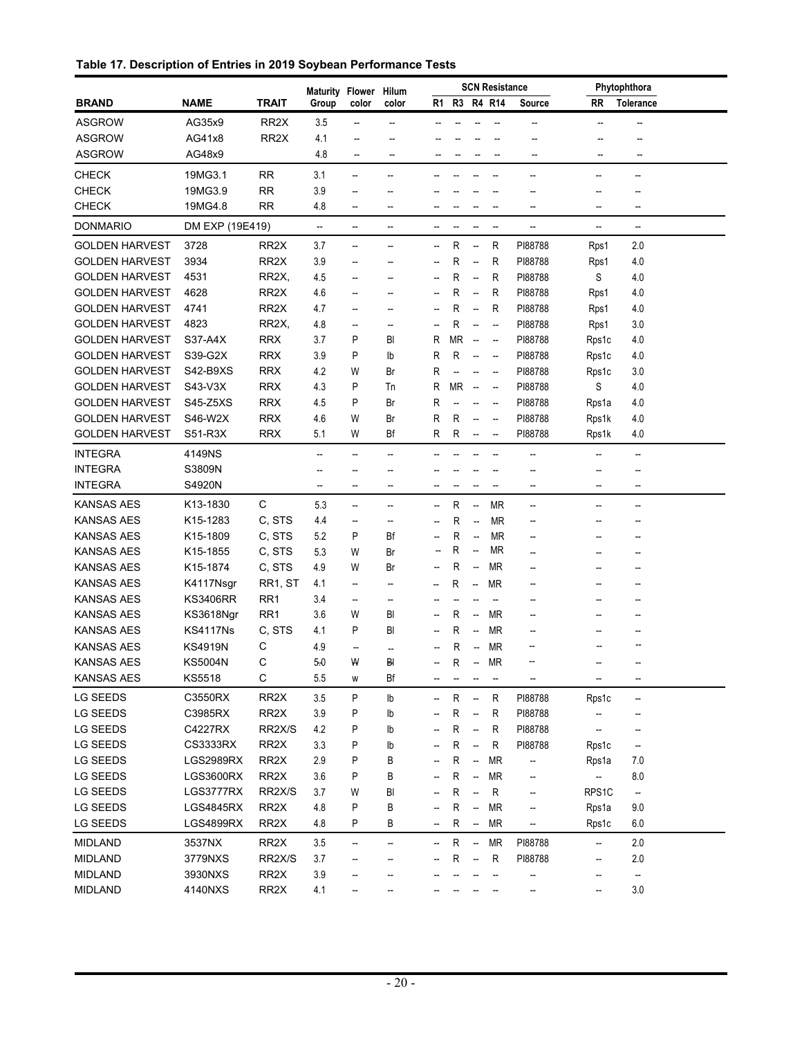**Table 17. Description of Entries in 2019 Soybean Performance Tests**

| BRAND | NAME | TRAIT | Maturity Group | Flower color | Hilum color | SCN Resistance R1 | R3 | R4 | R14 | Source | Phytophthora RR | Tolerance |
|---|---|---|---|---|---|---|---|---|---|---|---|---|
| ASGROW | AG35x9 | RR2X | 3.5 | -- | -- | -- | -- | -- | -- | -- | -- | -- |
| ASGROW | AG41x8 | RR2X | 4.1 | -- | -- | -- | -- | -- | -- | -- | -- | -- |
| ASGROW | AG48x9 | | 4.8 | -- | -- | -- | -- | -- | -- | -- | -- | -- |
| CHECK | 19MG3.1 | RR | 3.1 | -- | -- | -- | -- | -- | -- | -- | -- | -- |
| CHECK | 19MG3.9 | RR | 3.9 | -- | -- | -- | -- | -- | -- | -- | -- | -- |
| CHECK | 19MG4.8 | RR | 4.8 | -- | -- | -- | -- | -- | -- | -- | -- | -- |
| DONMARIO | DM EXP (19E419) | | -- | -- | -- | -- | -- | -- | -- | -- | -- | -- |
| GOLDEN HARVEST | 3728 | RR2X | 3.7 | -- | -- | -- | R | -- | R | PI88788 | Rps1 | 2.0 |
| GOLDEN HARVEST | 3934 | RR2X | 3.9 | -- | -- | -- | R | -- | R | PI88788 | Rps1 | 4.0 |
| GOLDEN HARVEST | 4531 | RR2X, | 4.5 | -- | -- | -- | R | -- | R | PI88788 | S | 4.0 |
| GOLDEN HARVEST | 4628 | RR2X | 4.6 | -- | -- | -- | R | -- | R | PI88788 | Rps1 | 4.0 |
| GOLDEN HARVEST | 4741 | RR2X | 4.7 | -- | -- | -- | R | -- | R | PI88788 | Rps1 | 4.0 |
| GOLDEN HARVEST | 4823 | RR2X, | 4.8 | -- | -- | -- | R | -- | -- | PI88788 | Rps1 | 3.0 |
| GOLDEN HARVEST | S37-A4X | RRX | 3.7 | P | Bl | R | MR | -- | -- | PI88788 | Rps1c | 4.0 |
| GOLDEN HARVEST | S39-G2X | RRX | 3.9 | P | Ib | R | R | -- | -- | PI88788 | Rps1c | 4.0 |
| GOLDEN HARVEST | S42-B9XS | RRX | 4.2 | W | Br | R | -- | -- | -- | PI88788 | Rps1c | 3.0 |
| GOLDEN HARVEST | S43-V3X | RRX | 4.3 | P | Tn | R | MR | -- | -- | PI88788 | S | 4.0 |
| GOLDEN HARVEST | S45-Z5XS | RRX | 4.5 | P | Br | R | -- | -- | -- | PI88788 | Rps1a | 4.0 |
| GOLDEN HARVEST | S46-W2X | RRX | 4.6 | W | Br | R | R | -- | -- | PI88788 | Rps1k | 4.0 |
| GOLDEN HARVEST | S51-R3X | RRX | 5.1 | W | Bf | R | R | -- | -- | PI88788 | Rps1k | 4.0 |
| INTEGRA | 4149NS | | -- | -- | -- | -- | -- | -- | -- | -- | -- | -- |
| INTEGRA | S3809N | | -- | -- | -- | -- | -- | -- | -- | -- | -- | -- |
| INTEGRA | S4920N | | -- | -- | -- | -- | -- | -- | -- | -- | -- | -- |
| KANSAS AES | K13-1830 | C | 5.3 | -- | -- | -- | R | -- | MR | -- | -- | -- |
| KANSAS AES | K15-1283 | C, STS | 4.4 | -- | -- | -- | R | -- | MR | -- | -- | -- |
| KANSAS AES | K15-1809 | C, STS | 5.2 | P | Bf | -- | R | -- | MR | -- | -- | -- |
| KANSAS AES | K15-1855 | C, STS | 5.3 | W | Br | -- | R | -- | MR | -- | -- | -- |
| KANSAS AES | K15-1874 | C, STS | 4.9 | W | Br | -- | R | -- | MR | -- | -- | -- |
| KANSAS AES | K4117Nsgr | RR1, ST | 4.1 | -- | -- | -- | R | -- | MR | -- | -- | -- |
| KANSAS AES | KS3406RR | RR1 | 3.4 | -- | -- | -- | -- | -- | -- | -- | -- | -- |
| KANSAS AES | KS3618Ngr | RR1 | 3.6 | W | Bl | -- | R | -- | MR | -- | -- | -- |
| KANSAS AES | KS4117Ns | C, STS | 4.1 | P | Bl | -- | R | -- | MR | -- | -- | -- |
| KANSAS AES | KS4919N | C | 4.9 | -- | -- | -- | R | -- | MR | -- | -- | -- |
| KANSAS AES | KS5004N | C | 5.0 | W | Bl | -- | R | -- | MR | -- | -- | -- |
| KANSAS AES | KS5518 | C | 5.5 | w | Bf | -- | -- | -- | -- | -- | -- | -- |
| LG SEEDS | C3550RX | RR2X | 3.5 | P | Ib | -- | R | -- | R | PI88788 | Rps1c | -- |
| LG SEEDS | C3985RX | RR2X | 3.9 | P | Ib | -- | R | -- | R | PI88788 | -- | -- |
| LG SEEDS | C4227RX | RR2X/S | 4.2 | P | Ib | -- | R | -- | R | PI88788 | -- | -- |
| LG SEEDS | CS3333RX | RR2X | 3.3 | P | Ib | -- | R | -- | R | PI88788 | Rps1c | -- |
| LG SEEDS | LGS2989RX | RR2X | 2.9 | P | B | -- | R | -- | MR | -- | Rps1a | 7.0 |
| LG SEEDS | LGS3600RX | RR2X | 3.6 | P | B | -- | R | -- | MR | -- | -- | 8.0 |
| LG SEEDS | LGS3777RX | RR2X/S | 3.7 | W | Bl | -- | R | -- | R | -- | RPS1C | -- |
| LG SEEDS | LGS4845RX | RR2X | 4.8 | P | B | -- | R | -- | MR | -- | Rps1a | 9.0 |
| LG SEEDS | LGS4899RX | RR2X | 4.8 | P | B | -- | R | -- | MR | -- | Rps1c | 6.0 |
| MIDLAND | 3537NX | RR2X | 3.5 | -- | -- | -- | R | -- | MR | PI88788 | -- | 2.0 |
| MIDLAND | 3779NXS | RR2X/S | 3.7 | -- | -- | -- | R | -- | R | PI88788 | -- | 2.0 |
| MIDLAND | 3930NXS | RR2X | 3.9 | -- | -- | -- | -- | -- | -- | -- | -- | -- |
| MIDLAND | 4140NXS | RR2X | 4.1 | -- | -- | -- | -- | -- | -- | -- | -- | 3.0 |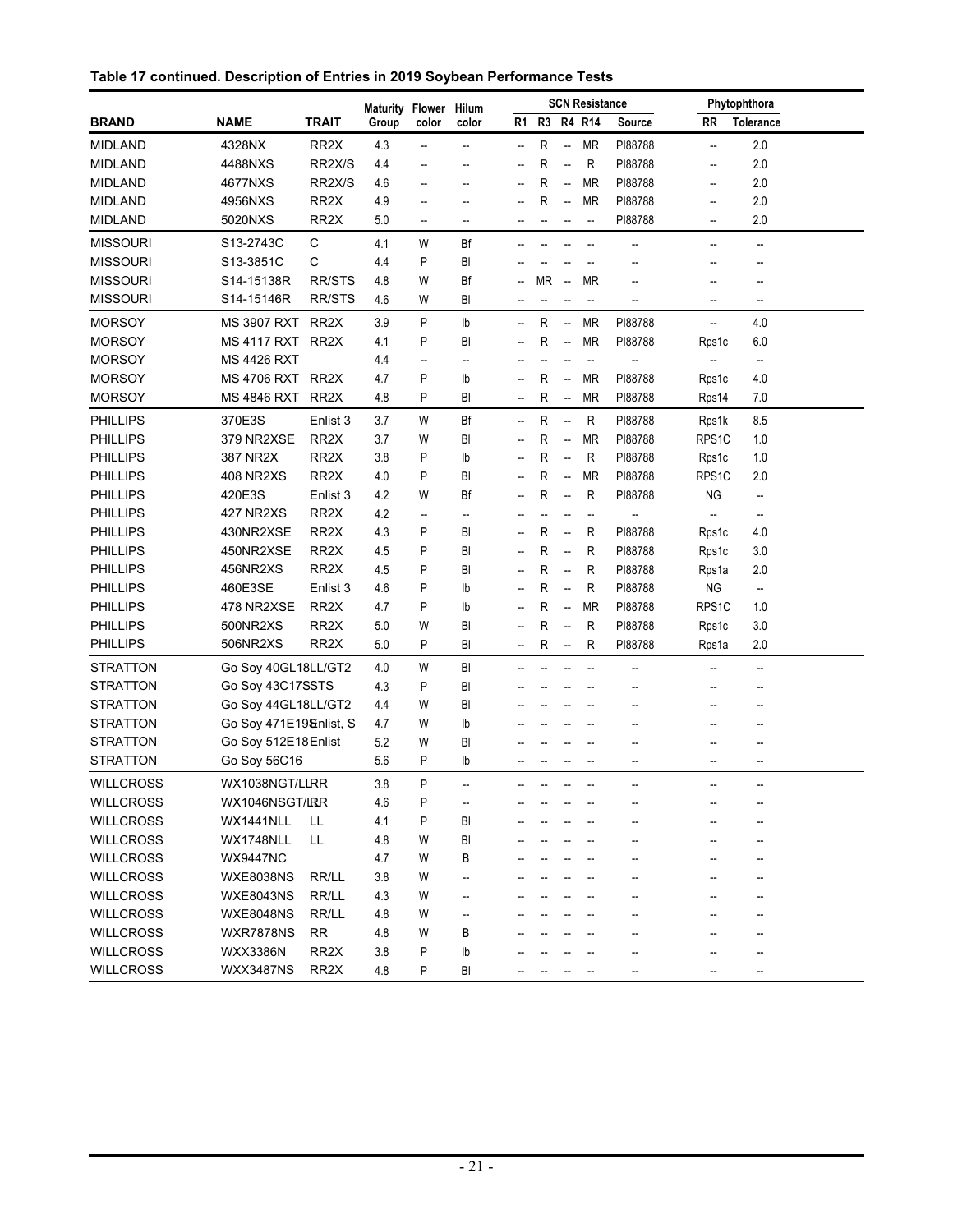**Table 17 continued. Description of Entries in 2019 Soybean Performance Tests**

| BRAND | NAME | TRAIT | Maturity Group | Flower color | Hilum color | SCN Resistance R1 | R3 | R4 | R14 | Source | Phytophthora RR | Tolerance |
|---|---|---|---|---|---|---|---|---|---|---|---|---|
| MIDLAND | 4328NX | RR2X | 4.3 | -- | -- | -- | R | -- | MR | PI88788 | -- | 2.0 |
| MIDLAND | 4488NXS | RR2X/S | 4.4 | -- | -- | -- | R | -- | R | PI88788 | -- | 2.0 |
| MIDLAND | 4677NXS | RR2X/S | 4.6 | -- | -- | -- | R | -- | MR | PI88788 | -- | 2.0 |
| MIDLAND | 4956NXS | RR2X | 4.9 | -- | -- | -- | R | -- | MR | PI88788 | -- | 2.0 |
| MIDLAND | 5020NXS | RR2X | 5.0 | -- | -- | -- | -- | -- | -- | PI88788 | -- | 2.0 |
| MISSOURI | S13-2743C | C | 4.1 | W | Bf | -- | -- | -- | -- | -- | -- | -- |
| MISSOURI | S13-3851C | C | 4.4 | P | Bl | -- | -- | -- | -- | -- | -- | -- |
| MISSOURI | S14-15138R | RR/STS | 4.8 | W | Bf | -- | MR | -- | MR | -- | -- | -- |
| MISSOURI | S14-15146R | RR/STS | 4.6 | W | Bl | -- | -- | -- | -- | -- | -- | -- |
| MORSOY | MS 3907 RXT | RR2X | 3.9 | P | Ib | -- | R | -- | MR | PI88788 | -- | 4.0 |
| MORSOY | MS 4117 RXT | RR2X | 4.1 | P | Bl | -- | R | -- | MR | PI88788 | Rps1c | 6.0 |
| MORSOY | MS 4426 RXT | | 4.4 | -- | -- | -- | -- | -- | -- | -- | -- | -- |
| MORSOY | MS 4706 RXT | RR2X | 4.7 | P | Ib | -- | R | -- | MR | PI88788 | Rps1c | 4.0 |
| MORSOY | MS 4846 RXT | RR2X | 4.8 | P | Bl | -- | R | -- | MR | PI88788 | Rps14 | 7.0 |
| PHILLIPS | 370E3S | Enlist 3 | 3.7 | W | Bf | -- | R | -- | R | PI88788 | Rps1k | 8.5 |
| PHILLIPS | 379 NR2XSE | RR2X | 3.7 | W | Bl | -- | R | -- | MR | PI88788 | RPS1C | 1.0 |
| PHILLIPS | 387 NR2X | RR2X | 3.8 | P | Ib | -- | R | -- | R | PI88788 | Rps1c | 1.0 |
| PHILLIPS | 408 NR2XS | RR2X | 4.0 | P | Bl | -- | R | -- | MR | PI88788 | RPS1C | 2.0 |
| PHILLIPS | 420E3S | Enlist 3 | 4.2 | W | Bf | -- | R | -- | R | PI88788 | NG | -- |
| PHILLIPS | 427 NR2XS | RR2X | 4.2 | -- | -- | -- | -- | -- | -- | -- | -- | -- |
| PHILLIPS | 430NR2XSE | RR2X | 4.3 | P | Bl | -- | R | -- | R | PI88788 | Rps1c | 4.0 |
| PHILLIPS | 450NR2XSE | RR2X | 4.5 | P | Bl | -- | R | -- | R | PI88788 | Rps1c | 3.0 |
| PHILLIPS | 456NR2XS | RR2X | 4.5 | P | Bl | -- | R | -- | R | PI88788 | Rps1a | 2.0 |
| PHILLIPS | 460E3SE | Enlist 3 | 4.6 | P | Ib | -- | R | -- | R | PI88788 | NG | -- |
| PHILLIPS | 478 NR2XSE | RR2X | 4.7 | P | Ib | -- | R | -- | MR | PI88788 | RPS1C | 1.0 |
| PHILLIPS | 500NR2XS | RR2X | 5.0 | W | Bl | -- | R | -- | R | PI88788 | Rps1c | 3.0 |
| PHILLIPS | 506NR2XS | RR2X | 5.0 | P | Bl | -- | R | -- | R | PI88788 | Rps1a | 2.0 |
| STRATTON | Go Soy 40GL18 | LL/GT2 | 4.0 | W | Bl | -- | -- | -- | -- | -- | -- | -- |
| STRATTON | Go Soy 43C17S | STS | 4.3 | P | Bl | -- | -- | -- | -- | -- | -- | -- |
| STRATTON | Go Soy 44GL18 | LL/GT2 | 4.4 | W | Bl | -- | -- | -- | -- | -- | -- | -- |
| STRATTON | Go Soy 471E19S | Enlist, S | 4.7 | W | Ib | -- | -- | -- | -- | -- | -- | -- |
| STRATTON | Go Soy 512E18 | Enlist | 5.2 | W | Bl | -- | -- | -- | -- | -- | -- | -- |
| STRATTON | Go Soy 56C16 | | 5.6 | P | Ib | -- | -- | -- | -- | -- | -- | -- |
| WILLCROSS | WX1038NGT/LL | RR | 3.8 | P | -- | -- | -- | -- | -- | -- | -- | -- |
| WILLCROSS | WX1046NSGT/LL | RR | 4.6 | P | -- | -- | -- | -- | -- | -- | -- | -- |
| WILLCROSS | WX1441NLL | LL | 4.1 | P | Bl | -- | -- | -- | -- | -- | -- | -- |
| WILLCROSS | WX1748NLL | LL | 4.8 | W | Bl | -- | -- | -- | -- | -- | -- | -- |
| WILLCROSS | WX9447NC | | 4.7 | W | B | -- | -- | -- | -- | -- | -- | -- |
| WILLCROSS | WXE8038NS | RR/LL | 3.8 | W | -- | -- | -- | -- | -- | -- | -- | -- |
| WILLCROSS | WXE8043NS | RR/LL | 4.3 | W | -- | -- | -- | -- | -- | -- | -- | -- |
| WILLCROSS | WXE8048NS | RR/LL | 4.8 | W | -- | -- | -- | -- | -- | -- | -- | -- |
| WILLCROSS | WXR7878NS | RR | 4.8 | W | B | -- | -- | -- | -- | -- | -- | -- |
| WILLCROSS | WXX3386N | RR2X | 3.8 | P | Ib | -- | -- | -- | -- | -- | -- | -- |
| WILLCROSS | WXX3487NS | RR2X | 4.8 | P | Bl | -- | -- | -- | -- | -- | -- | -- |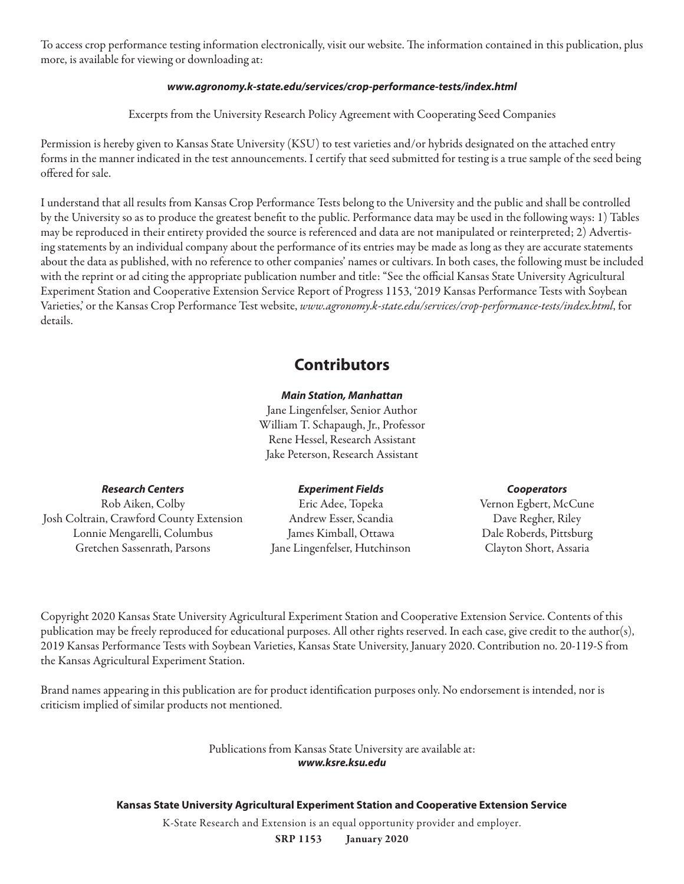To access crop performance testing information electronically, visit our website. The information contained in this publication, plus more, is available for viewing or downloading at:

***www.agronomy.k-state.edu/services/crop-performance-tests/index.html***

Excerpts from the University Research Policy Agreement with Cooperating Seed Companies

Permission is hereby given to Kansas State University (KSU) to test varieties and/or hybrids designated on the attached entry forms in the manner indicated in the test announcements. I certify that seed submitted for testing is a true sample of the seed being offered for sale.

I understand that all results from Kansas Crop Performance Tests belong to the University and the public and shall be controlled by the University so as to produce the greatest benefit to the public. Performance data may be used in the following ways: 1) Tables may be reproduced in their entirety provided the source is referenced and data are not manipulated or reinterpreted; 2) Advertising statements by an individual company about the performance of its entries may be made as long as they are accurate statements about the data as published, with no reference to other companies' names or cultivars. In both cases, the following must be included with the reprint or ad citing the appropriate publication number and title: "See the official Kansas State University Agricultural Experiment Station and Cooperative Extension Service Report of Progress 1153, '2019 Kansas Performance Tests with Soybean Varieties,' or the Kansas Crop Performance Test website, *www.agronomy.k-state.edu/services/crop-performance-tests/index.html*, for details.

## Contributors

***Main Station, Manhattan***

Jane Lingenfelser, Senior Author
William T. Schapaugh, Jr., Professor
Rene Hessel, Research Assistant
Jake Peterson, Research Assistant

***Research Centers***

Rob Aiken, Colby
Josh Coltrain, Crawford County Extension
Lonnie Mengarelli, Columbus
Gretchen Sassenrath, Parsons

***Experiment Fields***

Eric Adee, Topeka
Andrew Esser, Scandia
James Kimball, Ottawa
Jane Lingenfelser, Hutchinson

***Cooperators***

Vernon Egbert, McCune
Dave Regher, Riley
Dale Roberds, Pittsburg
Clayton Short, Assaria

Copyright 2020 Kansas State University Agricultural Experiment Station and Cooperative Extension Service. Contents of this publication may be freely reproduced for educational purposes. All other rights reserved. In each case, give credit to the author(s), 2019 Kansas Performance Tests with Soybean Varieties, Kansas State University, January 2020. Contribution no. 20-119-S from the Kansas Agricultural Experiment Station.

Brand names appearing in this publication are for product identification purposes only. No endorsement is intended, nor is criticism implied of similar products not mentioned.

Publications from Kansas State University are available at:
***www.ksre.ksu.edu***

**Kansas State University Agricultural Experiment Station and Cooperative Extension Service**

K-State Research and Extension is an equal opportunity provider and employer.

**SRP 1153 January 2020**